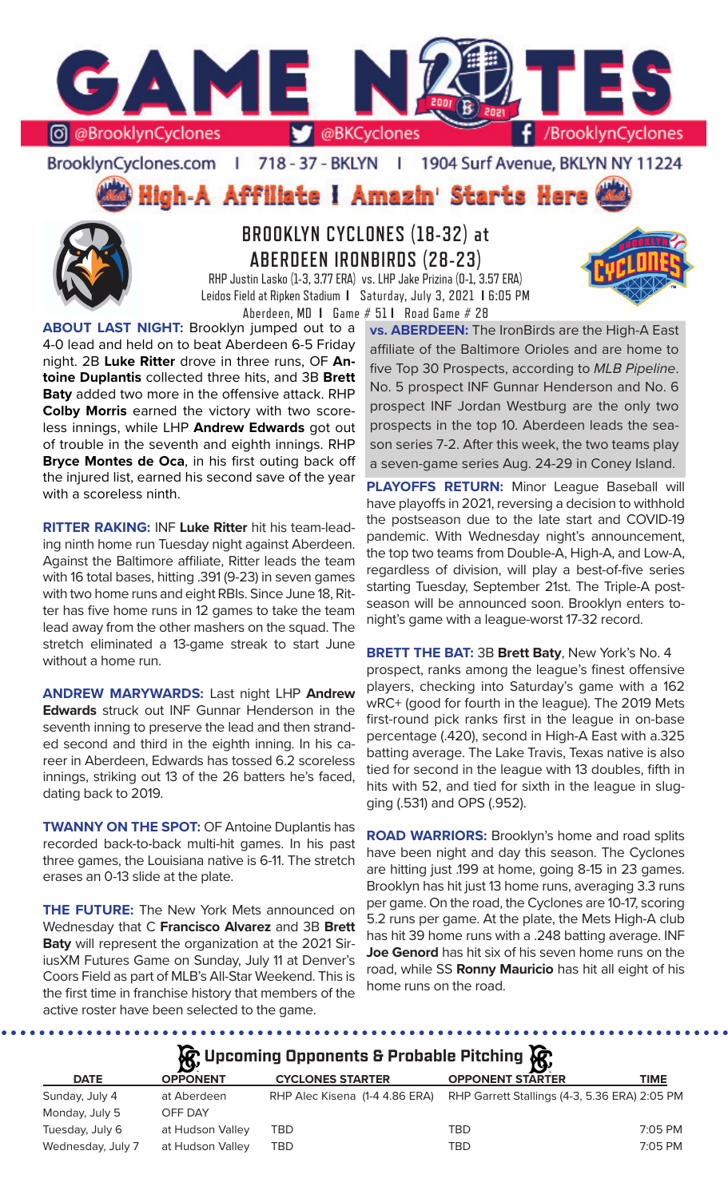# GAME NOTES

@BrooklynCyclones | @BKCyclones | /BrooklynCyclones

BrooklynCyclones.com | 718 - 37 - BKLYN | 1904 Surf Avenue, BKLYN NY 11224

**High-A Affiliate I Amazin' Starts Here**

## BROOKLYN CYCLONES (18-32) at ABERDEEN IRONBIRDS (28-23)

RHP Justin Lasko (1-3, 3.77 ERA) vs. LHP Jake Prizina (0-1, 3.57 ERA)
Leidos Field at Ripken Stadium I Saturday, July 3, 2021 I 6:05 PM
Aberdeen, MD I Game # 51 I Road Game # 28

**ABOUT LAST NIGHT:** Brooklyn jumped out to a 4-0 lead and held on to beat Aberdeen 6-5 Friday night. 2B **Luke Ritter** drove in three runs, OF **Antoine Duplantis** collected three hits, and 3B **Brett Baty** added two more in the offensive attack. RHP **Colby Morris** earned the victory with two scoreless innings, while LHP **Andrew Edwards** got out of trouble in the seventh and eighth innings. RHP **Bryce Montes de Oca**, in his first outing back off the injured list, earned his second save of the year with a scoreless ninth.

**RITTER RAKING:** INF **Luke Ritter** hit his team-leading ninth home run Tuesday night against Aberdeen. Against the Baltimore affiliate, Ritter leads the team with 16 total bases, hitting .391 (9-23) in seven games with two home runs and eight RBIs. Since June 18, Ritter has five home runs in 12 games to take the team lead away from the other mashers on the squad. The stretch eliminated a 13-game streak to start June without a home run.

**ANDREW MARYWARDS:** Last night LHP **Andrew Edwards** struck out INF Gunnar Henderson in the seventh inning to preserve the lead and then stranded second and third in the eighth inning. In his career in Aberdeen, Edwards has tossed 6.2 scoreless innings, striking out 13 of the 26 batters he's faced, dating back to 2019.

**TWANNY ON THE SPOT:** OF Antoine Duplantis has recorded back-to-back multi-hit games. In his past three games, the Louisiana native is 6-11. The stretch erases an 0-13 slide at the plate.

**THE FUTURE:** The New York Mets announced on Wednesday that C **Francisco Alvarez** and 3B **Brett Baty** will represent the organization at the 2021 SiriusXM Futures Game on Sunday, July 11 at Denver's Coors Field as part of MLB's All-Star Weekend. This is the first time in franchise history that members of the active roster have been selected to the game.

**vs. ABERDEEN:** The IronBirds are the High-A East affiliate of the Baltimore Orioles and are home to five Top 30 Prospects, according to *MLB Pipeline*. No. 5 prospect INF Gunnar Henderson and No. 6 prospect INF Jordan Westburg are the only two prospects in the top 10. Aberdeen leads the season series 7-2. After this week, the two teams play a seven-game series Aug. 24-29 in Coney Island.

**PLAYOFFS RETURN:** Minor League Baseball will have playoffs in 2021, reversing a decision to withhold the postseason due to the late start and COVID-19 pandemic. With Wednesday night's announcement, the top two teams from Double-A, High-A, and Low-A, regardless of division, will play a best-of-five series starting Tuesday, September 21st. The Triple-A postseason will be announced soon. Brooklyn enters tonight's game with a league-worst 17-32 record.

**BRETT THE BAT:** 3B **Brett Baty**, New York's No. 4 prospect, ranks among the league's finest offensive players, checking into Saturday's game with a 162 wRC+ (good for fourth in the league). The 2019 Mets first-round pick ranks first in the league in on-base percentage (.420), second in High-A East with a.325 batting average. The Lake Travis, Texas native is also tied for second in the league with 13 doubles, fifth in hits with 52, and tied for sixth in the league in slugging (.531) and OPS (.952).

**ROAD WARRIORS:** Brooklyn's home and road splits have been night and day this season. The Cyclones are hitting just .199 at home, going 8-15 in 23 games. Brooklyn has hit just 13 home runs, averaging 3.3 runs per game. On the road, the Cyclones are 10-17, scoring 5.2 runs per game. At the plate, the Mets High-A club has hit 39 home runs with a .248 batting average. INF **Joe Genord** has hit six of his seven home runs on the road, while SS **Ronny Mauricio** has hit all eight of his home runs on the road.

### Upcoming Opponents & Probable Pitching

| DATE | OPPONENT | CYCLONES STARTER | OPPONENT STARTER | TIME |
|---|---|---|---|---|
| Sunday, July 4 | at Aberdeen | RHP Alec Kisena (1-4 4.86 ERA) | RHP Garrett Stallings (4-3, 5.36 ERA) | 2:05 PM |
| Monday, July 5 | OFF DAY | | | |
| Tuesday, July 6 | at Hudson Valley | TBD | TBD | 7:05 PM |
| Wednesday, July 7 | at Hudson Valley | TBD | TBD | 7:05 PM |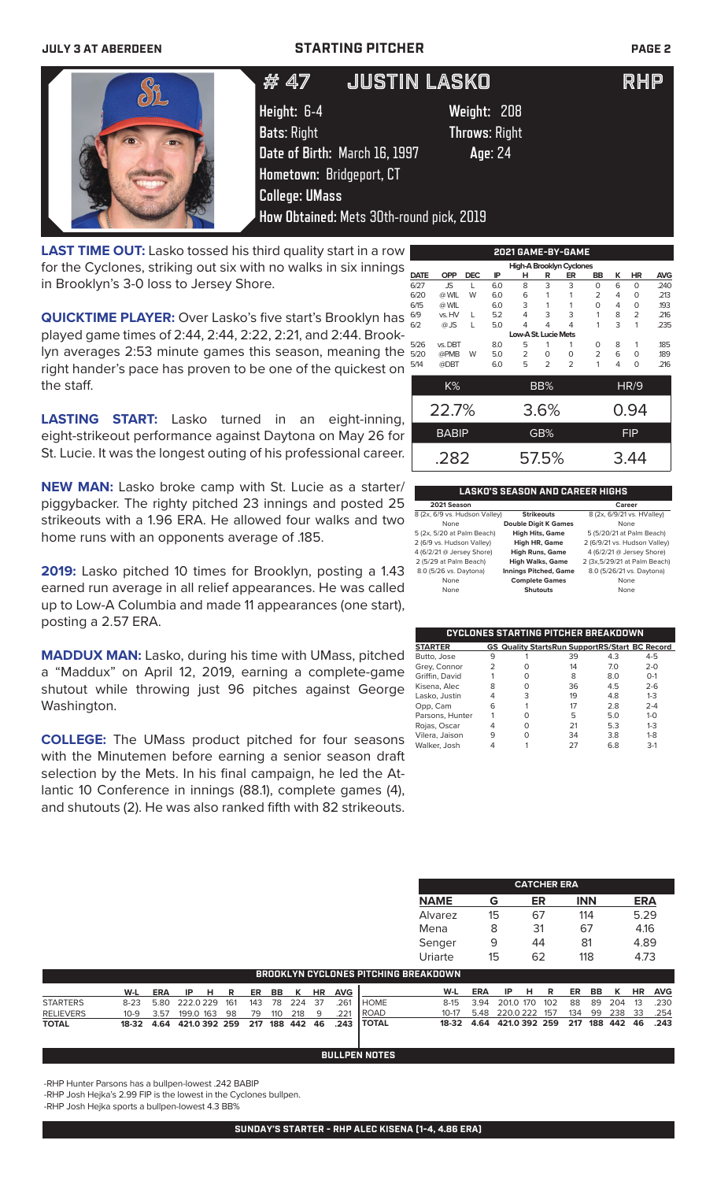JULY 3 AT ABERDEEN — STARTING PITCHER

# # 47 JUSTIN LASKO — RHP

**Height:** 6-4 **Weight:** 208
**Bats:** Right **Throws:** Right
**Date of Birth:** March 16, 1997 **Age:** 24
**Hometown:** Bridgeport, CT
**College:** UMass
**How Obtained:** Mets 30th-round pick, 2019

**LAST TIME OUT:** Lasko tossed his third quality start in a row for the Cyclones, striking out six with no walks in six innings in Brooklyn's 3-0 loss to Jersey Shore.

**QUICKTIME PLAYER:** Over Lasko's five start's Brooklyn has played game times of 2:44, 2:44, 2:22, 2:21, and 2:44. Brooklyn averages 2:53 minute games this season, meaning the right hander's pace has proven to be one of the quickest on the staff.

**LASTING START:** Lasko turned in an eight-inning, eight-strikeout performance against Daytona on May 26 for St. Lucie. It was the longest outing of his professional career.

**NEW MAN:** Lasko broke camp with St. Lucie as a starter/piggybacker. The righty pitched 23 innings and posted 25 strikeouts with a 1.96 ERA. He allowed four walks and two home runs with an opponents average of .185.

**2019:** Lasko pitched 10 times for Brooklyn, posting a 1.43 earned run average in all relief appearances. He was called up to Low-A Columbia and made 11 appearances (one start), posting a 2.57 ERA.

**MADDUX MAN:** Lasko, during his time with UMass, pitched a "Maddux" on April 12, 2019, earning a complete-game shutout while throwing just 96 pitches against George Washington.

**COLLEGE:** The UMass product pitched for four seasons with the Minutemen before earning a senior season draft selection by the Mets. In his final campaign, he led the Atlantic 10 Conference in innings (88.1), complete games (4), and shutouts (2). He was also ranked fifth with 82 strikeouts.

## 2021 GAME-BY-GAME

| DATE | OPP | DEC | IP | H | R | ER | BB | K | HR | AVG |
|---|---|---|---|---|---|---|---|---|---|---|
| **High-A Brooklyn Cyclones** | | | | | | | | | | |
| 6/27 | JS | L | 6.0 | 8 | 3 | 3 | 0 | 6 | 0 | .240 |
| 6/20 | @ WIL | W | 6.0 | 6 | 1 | 1 | 2 | 4 | 0 | .213 |
| 6/15 | @ WIL | | 6.0 | 3 | 1 | 1 | 0 | 4 | 0 | .193 |
| 6/9 | vs. HV | L | 5.2 | 4 | 3 | 3 | 1 | 8 | 2 | .216 |
| 6/2 | @ JS | L | 5.0 | 4 | 4 | 4 | 1 | 3 | 1 | .235 |
| **Low-A St. Lucie Mets** | | | | | | | | | | |
| 5/26 | vs. DBT | | 8.0 | 5 | 1 | 1 | 0 | 8 | 1 | .185 |
| 5/20 | @PMB | W | 5.0 | 2 | 0 | 0 | 2 | 6 | 0 | .189 |
| 5/14 | @DBT | | 6.0 | 5 | 2 | 2 | 1 | 4 | 0 | .216 |

| K% | BB% | HR/9 |
|---|---|---|
| 22.7% | 3.6% | 0.94 |
| **BABIP** | **GB%** | **FIP** |
| .282 | 57.5% | 3.44 |

## LASKO'S SEASON AND CAREER HIGHS

| 2021 Season | | Career |
|---|---|---|
| 8 (2x, 6/9 vs. Hudson Valley) | Strikeouts | 8 (2x, 6/9/21 vs. HValley) |
| None | Double Digit K Games | None |
| 5 (2x, 5/20 at Palm Beach) | High Hits, Game | 5 (5/20/21 at Palm Beach) |
| 2 (6/9 vs. Hudson Valley) | High HR, Game | 2 (6/9/21 vs. Hudson Valley) |
| 4 (6/2/21 @ Jersey Shore) | High Runs, Game | 4 (6/2/21 @ Jersey Shore) |
| 2 (5/29 at Palm Beach) | High Walks, Game | 2 (3x,5/29/21 at Palm Beach) |
| 8.0 (5/26 vs. Daytona) | Innings Pitched, Game | 8.0 (5/26/21 vs. Daytona) |
| None | Complete Games | None |
| None | Shutouts | None |

## CYCLONES STARTING PITCHER BREAKDOWN

| STARTER | GS | Quality Starts | Run Support | RS/Start | BC Record |
|---|---|---|---|---|---|
| Butto, Jose | 9 | 1 | 39 | 4.3 | 4-5 |
| Grey, Connor | 2 | 0 | 14 | 7.0 | 2-0 |
| Griffin, David | 1 | 0 | 8 | 8.0 | 0-1 |
| Kisena, Alec | 8 | 0 | 36 | 4.5 | 2-6 |
| Lasko, Justin | 4 | 3 | 19 | 4.8 | 1-3 |
| Opp, Cam | 6 | 1 | 17 | 2.8 | 2-4 |
| Parsons, Hunter | 1 | 0 | 5 | 5.0 | 1-0 |
| Rojas, Oscar | 4 | 0 | 21 | 5.3 | 1-3 |
| Vilera, Jaison | 9 | 0 | 34 | 3.8 | 1-8 |
| Walker, Josh | 4 | 1 | 27 | 6.8 | 3-1 |

## CATCHER ERA

| NAME | G | ER | INN | ERA |
|---|---|---|---|---|
| Alvarez | 15 | 67 | 114 | 5.29 |
| Mena | 8 | 31 | 67 | 4.16 |
| Senger | 9 | 44 | 81 | 4.89 |
| Uriarte | 15 | 62 | 118 | 4.73 |

## BROOKLYN CYCLONES PITCHING BREAKDOWN

| | W-L | ERA | IP | H | R | ER | BB | K | HR | AVG |
|---|---|---|---|---|---|---|---|---|---|---|
| STARTERS | 8-23 | 5.80 | 222.0 | 229 | 161 | 143 | 78 | 224 | 37 | .261 |
| RELIEVERS | 10-9 | 3.57 | 199.0 | 163 | 98 | 79 | 110 | 218 | 9 | .221 |
| **TOTAL** | **18-32** | **4.64** | **421.0** | **392** | **259** | **217** | **188** | **442** | **46** | **.243** |

| | W-L | ERA | IP | H | R | ER | BB | K | HR | AVG |
|---|---|---|---|---|---|---|---|---|---|---|
| HOME | 8-15 | 3.94 | 201.0 | 170 | 102 | 88 | 89 | 204 | 13 | .230 |
| ROAD | 10-17 | 5.48 | 220.0 | 222 | 157 | 134 | 99 | 238 | 33 | .254 |
| **TOTAL** | **18-32** | **4.64** | **421.0** | **392** | **259** | **217** | **188** | **442** | **46** | **.243** |

## BULLPEN NOTES

- RHP Hunter Parsons has a bullpen-lowest .242 BABIP
- RHP Josh Hejka's 2.99 FIP is the lowest in the Cyclones bullpen.
- RHP Josh Hejka sports a bullpen-lowest 4.3 BB%

**SUNDAY'S STARTER - RHP ALEC KISENA (1-4, 4.86 ERA)**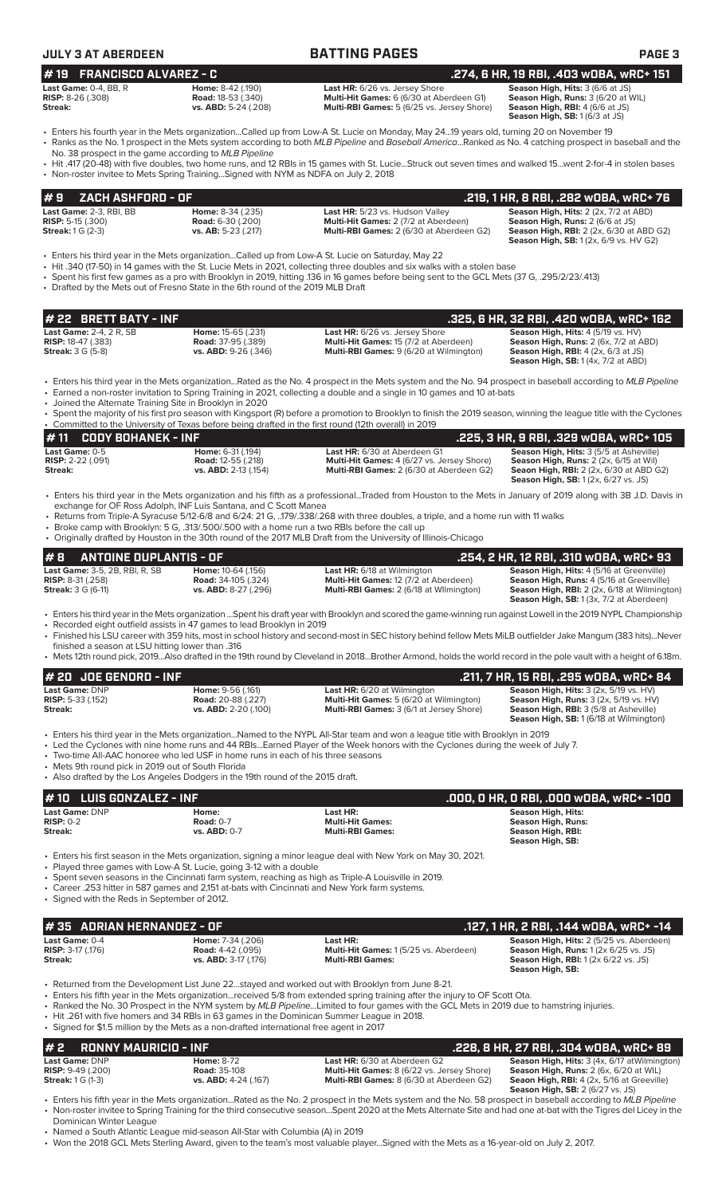## BATTING PAGES

## # 19 FRANCISCO ALVAREZ - C
**.274, 6 HR, 19 RBI, .403 wOBA, wRC+ 151**

| | | | |
|---|---|---|---|
| **Last Game:** 0-4, BB, R | **Home:** 8-42 (.190) | **Last HR:** 6/26 vs. Jersey Shore | **Season High, Hits:** 3 (6/6 at JS) |
| **RISP:** 8-26 (.308) | **Road:** 18-53 (.340) | **Multi-Hit Games:** 6 (6/30 at Aberdeen G1) | **Season High, Runs:** 3 (6/20 at WIL) |
| **Streak:** | **vs. ABD:** 5-24 (.208) | **Multi-RBI Games:** 5 (6/25 vs. Jersey Shore) | **Season High, RBI:** 4 (6/6 at JS) |
| | | | **Season High, SB:** 1 (6/3 at JS) |

- Enters his fourth year in the Mets organization...Called up from Low-A St. Lucie on Monday, May 24...19 years old, turning 20 on November 19
- Ranks as the No. 1 prospect in the Mets system according to both *MLB Pipeline* and *Baseball America*...Ranked as No. 4 catching prospect in baseball and the No. 38 prospect in the game according to *MLB Pipeline*
- Hit .417 (20-48) with five doubles, two home runs, and 12 RBIs in 15 games with St. Lucie...Struck out seven times and walked 15...went 2-for-4 in stolen bases
- Non-roster invitee to Mets Spring Training...Signed with NYM as NDFA on July 2, 2018

## # 9 ZACH ASHFORD - OF
**.219, 1 HR, 8 RBI, .282 wOBA, wRC+ 76**

| | | | |
|---|---|---|---|
| **Last Game:** 2-3, RBI, BB | **Home:** 8-34 (.235) | **Last HR:** 5/23 vs. Hudson Valley | **Season High, Hits:** 2 (2x, 7/2 at ABD) |
| **RISP:** 5-15 (.300) | **Road:** 6-30 (.200) | **Multi-Hit Games:** 2 (7/2 at Aberdeen) | **Season High, Runs:** 2 (6/6 at JS) |
| **Streak:** 1 G (2-3) | **vs. AB:** 5-23 (.217) | **Multi-RBI Games:** 2 (6/30 at Aberdeen G2) | **Season High, RBI:** 2 (2x, 6/30 at ABD G2) |
| | | | **Season High, SB:** 1 (2x, 6/9 vs. HV G2) |

- Enters his third year in the Mets organization...Called up from Low-A St. Lucie on Saturday, May 22
- Hit .340 (17-50) in 14 games with the St. Lucie Mets in 2021, collecting three doubles and six walks with a stolen base
- Spent his first few games as a pro with Brooklyn in 2019, hitting .136 in 16 games before being sent to the GCL Mets (37 G, .295/2/23/.413)
- Drafted by the Mets out of Fresno State in the 6th round of the 2019 MLB Draft

## # 22 BRETT BATY - INF
**.325, 6 HR, 32 RBI, .420 wOBA, wRC+ 162**

| | | | |
|---|---|---|---|
| **Last Game:** 2-4, 2 R, SB | **Home:** 15-65 (.231) | **Last HR:** 6/26 vs. Jersey Shore | **Season High, Hits:** 4 (5/19 vs. HV) |
| **RISP:** 18-47 (.383) | **Road:** 37-95 (.389) | **Multi-Hit Games:** 15 (7/2 at Aberdeen) | **Season High, Runs:** 2 (6x, 7/2 at ABD) |
| **Streak:** 3 G (5-8) | **vs. ABD:** 9-26 (.346) | **Multi-RBI Games:** 9 (6/20 at Wilmington) | **Season High, RBI:** 4 (2x, 6/3 at JS) |
| | | | **Season High, SB:** 1 (4x, 7/2 at ABD) |

- Enters his third year in the Mets organization...Rated as the No. 4 prospect in the Mets system and the No. 94 prospect in baseball according to *MLB Pipeline*
- Earned a non-roster invitation to Spring Training in 2021, collecting a double and a single in 10 games and 10 at-bats
- Joined the Alternate Training Site in Brooklyn in 2020
- Spent the majority of his first pro season with Kingsport (R) before a promotion to Brooklyn to finish the 2019 season, winning the league title with the Cyclones
- Committed to the University of Texas before being drafted in the first round (12th overall) in 2019

## # 11 CODY BOHANEK - INF
**.225, 3 HR, 9 RBI, .329 wOBA, wRC+ 105**

| | | | |
|---|---|---|---|
| **Last Game:** 0-5 | **Home:** 6-31 (.194) | **Last HR:** 6/30 at Aberdeen G1 | **Season High, Hits:** 3 (5/5 at Asheville) |
| **RISP:** 2-22 (.091) | **Road:** 12-55 (.218) | **Multi-Hit Games:** 4 (6/27 vs. Jersey Shore) | **Season High, Runs:** 2 (2x, 6/15 at Wil) |
| **Streak:** | **vs. ABD:** 2-13 (.154) | **Multi-RBI Games:** 2 (6/30 at Aberdeen G2) | **Seaon High, RBI:** 2 (2x, 6/30 at ABD G2) |
| | | | **Season High, SB:** 1 (2x, 6/27 vs. JS) |

- Enters his third year in the Mets organization and his fifth as a professional...Traded from Houston to the Mets in January of 2019 along with 3B J.D. Davis in exchange for OF Ross Adolph, INF Luis Santana, and C Scott Manea
- Returns from Triple-A Syracuse 5/12-6/8 and 6/24: 21 G, ..179/.338/.268 with three doubles, a triple, and a home run with 11 walks
- Broke camp with Brooklyn: 5 G, .313/.500/.500 with a home run a two RBIs before the call up
- Originally drafted by Houston in the 30th round of the 2017 MLB Draft from the University of Illinois-Chicago

## # 8 ANTOINE DUPLANTIS - OF
**.254, 2 HR, 12 RBI, .310 wOBA, wRC+ 93**

| | | | |
|---|---|---|---|
| **Last Game:** 3-5, 2B, RBI, R, SB | **Home:** 10-64 (.156) | **Last HR:** 6/18 at Wilmington | **Season High, Hits:** 4 (5/16 at Greenville) |
| **RISP:** 8-31 (.258) | **Road:** 34-105 (.324) | **Multi-Hit Games:** 12 (7/2 at Aberdeen) | **Season High, Runs:** 4 (5/16 at Greenville) |
| **Streak:** 3 G (6-11) | **vs. ABD:** 8-27 (.296) | **Multi-RBI Games:** 2 (6/18 at Wllmington) | **Season High, RBI:** 2 (2x, 6/18 at Wilmington) |
| | | | **Season High, SB:** 1 (3x, 7/2 at Aberdeen) |

- Enters his third year in the Mets organization ...Spent his draft year with Brooklyn and scored the game-winning run against Lowell in the 2019 NYPL Championship
- Recorded eight outfield assists in 47 games to lead Brooklyn in 2019
- Finished his LSU career with 359 hits, most in school history and second-most in SEC history behind fellow Mets MiLB outfielder Jake Mangum (383 hits)...Never finished a season at LSU hitting lower than .316
- Mets 12th round pick, 2019...Also drafted in the 19th round by Cleveland in 2018...Brother Armond, holds the world record in the pole vault with a height of 6.18m.

## # 20 JOE GENORD - INF
**.211, 7 HR, 15 RBI, .295 wOBA, wRC+ 84**

| | | | |
|---|---|---|---|
| **Last Game:** DNP | **Home:** 9-56 (.161) | **Last HR:** 6/20 at Wilmington | **Season High, Hits:** 3 (2x, 5/19 vs. HV) |
| **RISP:** 5-33 (.152) | **Road:** 20-88 (.227) | **Multi-Hit Games:** 5 (6/20 at Wilmington) | **Season High, Runs:** 3 (2x, 5/19 vs. HV) |
| **Streak:** | **vs. ABD:** 2-20 (.100) | **Multi-RBI Games:** 3 (6/1 at Jersey Shore) | **Season High, RBI:** 3 (5/8 at Asheville) |
| | | | **Season High, SB:** 1 (6/18 at Wilmington) |

- Enters his third year in the Mets organization...Named to the NYPL All-Star team and won a league title with Brooklyn in 2019
- Led the Cyclones with nine home runs and 44 RBIs...Earned Player of the Week honors with the Cyclones during the week of July 7.
- Two-time All-AAC honoree who led USF in home runs in each of his three seasons
- Mets 9th round pick in 2019 out of South Florida
- Also drafted by the Los Angeles Dodgers in the 19th round of the 2015 draft.

## # 10 LUIS GONZALEZ - INF
**.000, 0 HR, 0 RBI, .000 wOBA, wRC+ -100**

| | | | |
|---|---|---|---|
| **Last Game:** DNP | **Home:** | **Last HR:** | **Season High, Hits:** |
| **RISP:** 0-2 | **Road:** 0-7 | **Multi-Hit Games:** | **Season High, Runs:** |
| **Streak:** | **vs. ABD:** 0-7 | **Multi-RBI Games:** | **Season High, RBI:** |
| | | | **Season High, SB:** |

- Enters his first season in the Mets organization, signing a minor league deal with New York on May 30, 2021.
- Played three games with Low-A St. Lucie, going 3-12 with a double
- Spent seven seasons in the Cincinnati farm system, reaching as high as Triple-A Louisville in 2019.
- Career .253 hitter in 587 games and 2,151 at-bats with Cincinnati and New York farm systems.
- Signed with the Reds in September of 2012.

## # 35 ADRIAN HERNANDEZ - OF
**.127, 1 HR, 2 RBI, .144 wOBA, wRC+ -14**

| | | | |
|---|---|---|---|
| **Last Game:** 0-4 | **Home:** 7-34 (.206) | **Last HR:** | **Season High, Hits:** 2 (5/25 vs. Aberdeen) |
| **RISP:** 3-17 (.176) | **Road:** 4-42 (.095) | **Multi-Hit Games:** 1 (5/25 vs. Aberdeen) | **Season High, Runs:** 1 (2x 6/25 vs. JS) |
| **Streak:** | **vs. ABD:** 3-17 (.176) | **Multi-RBI Games:** | **Season High, RBI:** 1 (2x 6/22 vs. JS) |
| | | | **Season High, SB:** |

- Returned from the Development List June 22...stayed and worked out with Brooklyn from June 8-21.
- Enters his fifth year in the Mets organization...received 5/8 from extended spring training after the injury to OF Scott Ota.
- Ranked the No. 30 Prospect in the NYM system by *MLB Pipeline*...Limited to four games with the GCL Mets in 2019 due to hamstring injuries.
- Hit .261 with five homers and 34 RBIs in 63 games in the Dominican Summer League in 2018.
- Signed for $1.5 million by the Mets as a non-drafted international free agent in 2017

## # 2 RONNY MAURICIO - INF
**.228, 8 HR, 27 RBI, .304 wOBA, wRC+ 89**

| | | | |
|---|---|---|---|
| **Last Game:** DNP | **Home:** 8-72 | **Last HR:** 6/30 at Aberdeen G2 | **Season High, Hits:** 3 (4x, 6/17 atWilmington) |
| **RISP:** 9-49 (.200) | **Road:** 35-108 | **Multi-Hit Games:** 8 (6/22 vs. Jersey Shore) | **Season High, Runs:** 2 (6x, 6/20 at WIL) |
| **Streak:** 1 G (1-3) | **vs. ABD:** 4-24 (.167) | **Multi-RBI Games:** 8 (6/30 at Aberdeen G2) | **Seaon High, RBI:** 4 (2x, 5/16 at Greeville) |
| | | | **Season High, SB:** 2 (6/27 vs. JS) |

- Enters his fifth year in the Mets organization...Rated as the No. 2 prospect in the Mets system and the No. 58 prospect in baseball according to *MLB Pipeline*
- Non-roster invitee to Spring Training for the third consecutive season...Spent 2020 at the Mets Alternate Site and had one at-bat with the Tigres del Licey in the Dominican Winter League
- Named a South Atlantic League mid-season All-Star with Columbia (A) in 2019
- Won the 2018 GCL Mets Sterling Award, given to the team's most valuable player...Signed with the Mets as a 16-year-old on July 2, 2017.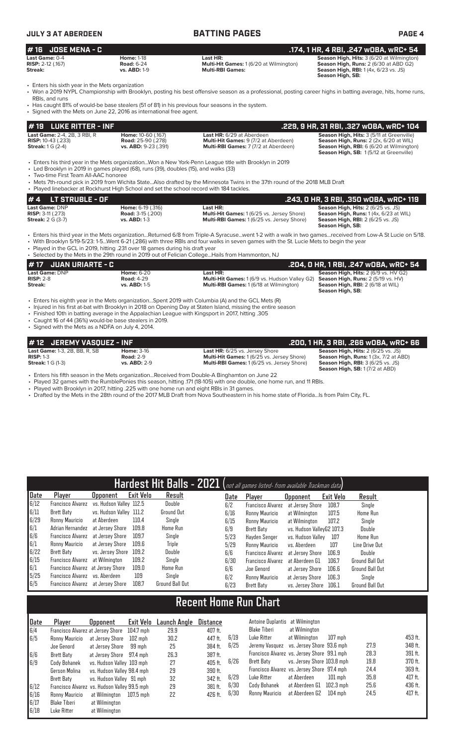## # 16 JOSE MENA - C .174, 1 HR, 4 RBI, .247 wOBA, wRC+ 54

**Last Game:** 0-4 | **Home:** 1-18 | **Last HR:** | **Season High, Hits:** 3 (6/20 at Wilmington)
**RISP:** 2-12 (.167) | **Road:** 6-24 | **Multi-Hit Games:** 1 (6/20 at Wilmington) | **Season High, Runs:** 2 (6/30 at ABD G2)
**Streak:** | **vs. ABD:** 1-9 | **Multi-RBI Games:** | **Season High, RBI:** 1 (4x, 6/23 vs. JS)
**Season High, SB:**

- Enters his sixth year in the Mets organization
- Won a 2019 NYPL Championship with Brooklyn, posting his best offensive season as a professional, posting career highs in batting average, hits, home runs, RBIs, and runs
- Has caught 81% of would-be base stealers (51 of 81) in his previous four seasons in the system.
- Signed with the Mets on June 22, 2016 as international free agent.

## # 19 LUKE RITTER - INF .229, 9 HR, 31 RBI, .327 wOBA, wRC+ 104

**Last Game:** 2-4, 2B, 3 RBI, R | **Home:** 10-60 (.167) | **Last HR:** 6/29 at Aberdeen | **Season High, Hits:** 3 (5/11 at Greenville)
**RISP:** 10-43 (.233) | **Road:** 25-90 (.278) | **Multi-Hit Games:** 9 (7/2 at Aberdeen) | **Season High, Runs:** 2 (2x, 6/20 at WIL)
**Streak:** 1 G (2-4) | **vs. ABD:** 9-23 (.391) | **Multi-RBI Games:** 7 (7/2 at Aberdeen) | **Season High, RBI:** 6 (6/20 at Wilmington)
**Season High, SB:** 1 (5/12 at Greenville)

- Enters his third year in the Mets organization...Won a New York-Penn League title with Brooklyn in 2019
- Led Brooklyn in 2019 in games played (68), runs (39), doubles (15), and walks (33)
- Two-time First Team All-AAC honoree
- Mets 7th-round pick in 2019 from Wichita State...Also drafted by the Minnesota Twins in the 37th round of the 2018 MLB Draft
- Played linebacker at Rockhurst High School and set the school record with 184 tackles.

## # 4 LT STRUBLE - OF .243, 0 HR, 3 RBI, .350 wOBA, wRC+ 119

**Last Game:** DNP | **Home:** 6-19 (.316) | **Last HR:** | **Season High, Hits:** 2 (6/25 vs. JS)
**RISP:** 3-11 (.273) | **Road:** 3-15 (.200) | **Multi-Hit Games:** 1 (6/25 vs. Jersey Shore) | **Season High, Runs:** 1 (4x, 6/23 at WIL)
**Streak:** 2 G (3-7) | **vs. ABD:** 1-3 | **Multi-RBI Games:** 1 (6/25 vs. Jersey Shore) | **Season High, RBI:** 2 (6/25 vs. JS)
**Season High, SB:**

- Enters his third year in the Mets organization...Returned 6/8 from Triple-A Syracuse...went 1-2 with a walk in two games...received from Low-A St Lucie on 5/18.
- With Brooklyn 5/19-5/23: 1-5...Went 6-21 (.286) with three RBIs and four walks in seven games with the St. Lucie Mets to begin the year
- Played in the GCL in 2019, hitting .231 over 18 games during his draft year
- Selected by the Mets in the 29th round in 2019 out of Felician College...Hails from Hammonton, NJ

## # 17 JUAN URIARTE - C .204, 0 HR, 1 RBI, .247 wOBA, wRC+ 54

**Last Game:** DNP | **Home:** 6-20 | **Last HR:** | **Season High, Hits:** 2 (6/9 vs. HV G2)
**RISP:** 2-8 | **Road:** 4-29 | **Multi-Hit Games:** 1 (6/9 vs. Hudson Valley G2) | **Season High, Runs:** 2 (5/19 vs. HV)
**Streak:** | **vs. ABD:** 1-5 | **Multi-RBI Games:** 1 (6/18 at Wilmington) | **Season High, RBI:** 2 (6/18 at WIL)
**Season High, SB:**

- Enters his eighth year in the Mets organization...Spent 2019 with Columbia (A) and the GCL Mets (R)
- Injured in his first at-bat with Brooklyn in 2018 on Opening Day at Staten Island, missing the entire season
- Finished 10th in batting average in the Appalachian League with Kingsport in 2017, hitting .305
- Caught 16 of 44 (36%) would-be base stealers in 2019.
- Signed with the Mets as a NDFA on July 4, 2014.

## # 12 JEREMY VASQUEZ - INF .200, 1 HR, 3 RBI, .266 wOBA, wRC+ 66

**Last Game:** 1-3, 2B, BB, R, SB | **Home:** 3-16 | **Last HR:** 6/25 vs. Jersey Shore | **Season High, Hits:** 2 (6/25 vs. JS)
**RISP:** 1-3 | **Road:** 2-9 | **Multi-Hit Games:** 1 (6/25 vs. Jersey Shore) | **Season High, Runs:** 1 (3x, 7/2 at ABD)
**Streak:** 1 G (1-3) | **vs. ABD:** 2-9 | **Multi-RBI Games:** 1 (6/25 vs. Jersey Shore) | **Season High, RBI:** 3 (6/25 vs. JS)
**Season High, SB:** 1 (7/2 at ABD)

- Enters his fifth season in the Mets organization...Received from Double-A Binghamton on June 22
- Played 32 games with the RumblePonies this season, hitting .171 (18-105) with one double, one home run, and 11 RBIs.
- Played with Brooklyn in 2017, hitting .225 with one home run and eight RBIs in 31 games.
- Drafted by the Mets in the 28th round of the 2017 MLB Draft from Nova Southeastern in his home state of Florida...Is from Palm City, FL.

## Hardest Hit Balls - 2021 (not all games listed- from available Trackman data)

| Date | Player | Opponent | Exit Velo | Result |
|---|---|---|---|---|
| 6/12 | Francisco Alvarez | vs. Hudson Valley | 112.5 | Double |
| 6/11 | Brett Baty | vs. Hudson Valley | 111.2 | Ground Out |
| 6/29 | Ronny Mauricio | at Aberdeen | 110.4 | Single |
| 6/1 | Adrian Hernandez | at Jersey Shore | 109.8 | Home Run |
| 6/6 | Francisco Alvarez | at Jersey Shore | 109.7 | Single |
| 6/1 | Ronny Mauricio | at Jersey Shore | 109.6 | Triple |
| 6/22 | Brett Baty | vs. Jersey Shore | 109.2 | Double |
| 6/15 | Francisco Alvarez | at Wilmington | 109.2 | Single |
| 6/1 | Francisco Alvarez | at Jersey Shore | 109.0 | Home Run |
| 5/25 | Francisco Alvarez | vs. Aberdeen | 109 | Single |
| 6/5 | Francisco Alvarez | at Jersey Shore | 108.7 | Ground Ball Out |
| 6/2 | Francisco Alvarez | at Jersey Shore | 108.7 | Single |
| 6/16 | Ronny Mauricio | at Wilmington | 107.5 | Home Run |
| 6/15 | Ronny Mauricio | at Wilmington | 107.2 | Single |
| 6/9 | Brett Baty | vs. Hudson ValleyG2 | 107.3 | Double |
| 5/23 | Hayden Senger | vs. Hudson Valley | 107 | Home Run |
| 5/29 | Ronny Mauricio | vs. Aberdeen | 107 | Line Drive Out |
| 6/6 | Francisco Alvarez | at Jersey Shore | 106.9 | Double |
| 6/30 | Francisco Alvarez | at Aberdeen G1 | 106.7 | Ground Ball Out |
| 6/6 | Joe Genord | at Jersey Shore | 106.6 | Ground Ball Out |
| 6/2 | Ronny Mauricio | at Jersey Shore | 106.3 | Single |
| 6/23 | Brett Baty | vs. Jersey Shore | 106.1 | Ground Ball Out |

## Recent Home Run Chart

| Date | Player | Opponent | Exit Velo | Launch Angle | Distance |
|---|---|---|---|---|---|
| 6/4 | Francisco Alvarez | at Jersey Shore | 104.7 mph | 29.9 | 407 ft. |
| 6/5 | Ronny Mauricio | at Jersey Shore | 102 mph | 30.2 | 447 ft. |
| | Joe Genord | at Jersey Shore | 99 mph | 25 | 384 ft. |
| 6/6 | Brett Baty | at Jersey Shore | 97.4 mph | 26.3 | 387 ft. |
| 6/9 | Cody Bohanek | vs. Hudson Valley | 103 mph | 27 | 405 ft. |
| | Gerson Molina | vs. Hudson Valley | 98.4 mph | 29 | 390 ft. |
| | Brett Baty | vs. Hudson Valley | 91 mph | 32 | 342 ft. |
| 6/12 | Francisco Alvarez | vs. Hudson Valley | 99.5 mph | 29 | 381 ft. |
| 6/16 | Ronny Mauricio | at Wilmington | 107.5 mph | 22 | 426 ft. |
| 6/17 | Blake Tiberi | at Wilmington | | | |
| 6/18 | Luke Ritter | at Wilmington | | | |
| | Antoine Duplantis | at Wilmington | | | |
| | Blake Tiberi | at Wilmington | | | |
| 6/19 | Luke Ritter | at Wilmington | 107 mph | | 453 ft. |
| 6/25 | Jeremy Vasquez | vs. Jersey Shore | 93.6 mph | 27.9 | 348 ft. |
| | Francisco Alvarez | vs. Jersey Shore | 99.1 mph | 28.3 | 391 ft. |
| 6/26 | Brett Baty | vs. Jersey Shore | 103.8 mph | 19.8 | 370 ft. |
| | Francisco Alvarez | vs. Jersey Shore | 97.4 mph | 24.4 | 369 ft. |
| 6/29 | Luke Ritter | at Aberdeen | 101 mph | 35.8 | 417 ft. |
| 6/30 | Cody Bohanek | at Aberdeen G1 | 102.3 mph | 25.6 | 436 ft. |
| 6/30 | Ronny Mauricio | at Aberdeen G2 | 104 mph | 24.5 | 417 ft. |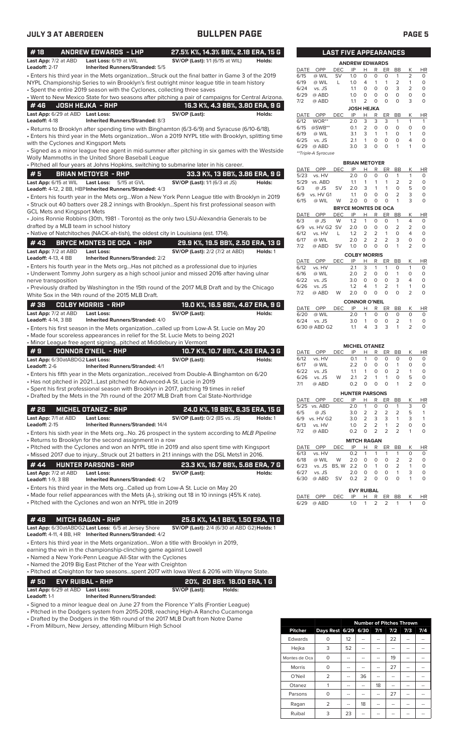# BULLPEN PAGE

## #18 ANDREW EDWARDS - LHP — 27.5% K%, 14.3% BB%, 2.18 ERA, 15 G

**Last App:** 7/2 at ABD **Last Loss:** 6/19 at WIL **SV/OP (Last):** 1/1 (6/15 at WIL) **Holds:**
**Leadoff:** 2-17 **Inherited Runners/Stranded:** 5/5

- Enters his third year in the Mets organization...Struck out the final batter in Game 3 of the 2019 NYPL Championship Series to win Brooklyn's first outright minor league title in team history
- Spent the entire 2019 season with the Cyclones, collecting three saves
- Went to New Mexico State for two seasons after pitching a pair of campaigns for Central Arizona.

## #46 JOSH HEJKA - RHP — 16.3 K%, 4.3 BB%, 3.80 ERA, 9 G

**Last App:** 6/29 at ABD **Last Loss:** **SV/OP (Last):** **Holds:**
**Leadoff:** 4-18 **Inherited Runners/Stranded:** 8/3

- Returns to Brooklyn after spending time with Binghamton (6/3-6/9) and Syracuse (6/10-6/18).
- Enters his third year in the Mets organization...Won a 2019 NYPL title with Brooklyn, splitting time with the Cyclones and Kingsport Mets
- Signed as a minor league free agent in mid-summer after pitching in six games with the Westside Wolly Mammoths in the United Shore Baseball League
- Pitched all four years at Johns Hopkins, switching to submarine later in his career.

## #5 BRIAN METOYER - RHP — 33.3 K%, 13 BB%, 3.86 ERA, 9 G

**Last App:** 6/15 at WIL **Last Loss:** 5/15 at GVL **SV/OP (Last):** 1/1 (6/3 at JS) **Holds:**
**Leadoff:** 4-12, 2 BB, HBP **Inherited Runners/Stranded:** 4/3

- Enters his fourth year in the Mets org...Won a New York Penn League title with Brooklyn in 2019
- Struck out 40 batters over 28.2 innings with Brooklyn...Spent his first professional season with GCL Mets and Kingsport Mets
- Joins Ronnie Robbins (30th, 1981 - Toronto) as the only two LSU-Alexandria Generals to be drafted by a MLB team in school history
- Native of Natchitoches (NACK-ah-tish), the oldest city in Louisiana (est. 1714).

## #43 BRYCE MONTES DE OCA - RHP — 29.9 K%, 19.5 BB%, 2.50 ERA, 13 G

**Last App:** 7/2 at ABD **Last Loss:** **SV/OP (Last):** 2/2 (7/2 at ABD) **Holds:** 1
**Leadoff:** 4-13, 4 BB **Inherited Runners/Stranded:** 2/2

- Enters his fourth year in the Mets org...Has not pitched as a professional due to injuries
- Underwent Tommy John surgery as a high school junior and missed 2016 after having ulnar nerve transposition
- Previously drafted by Washington in the 15th round of the 2017 MLB Draft and by the Chicago White Sox in the 14th round of the 2015 MLB Draft.

## #38 COLBY MORRIS - RHP — 19.0 K%, 16.5 BB%, 4.67 ERA, 9 G

**Last App:** 7/2 at ABD **Last Loss:** **SV/OP (Last):** **Holds:**
**Leadoff:** 4-14, 3 BB **Inherited Runners/Stranded:** 4/0

- Enters his first season in the Mets organization...called up from Low-A St. Lucie on May 20
- Made four scoreless appearances in relief for the St. Lucie Mets to being 2021
- Minor League free agent signing...pitched at Middlebury in Vermont

## #9 CONNOR O'NEIL - RHP — 10.7 K%, 10.7 BB%, 4.26 ERA, 3 G

**Last App:** 6/30atABDG2 **Last Loss:** **SV/OP (Last):** **Holds:**
**Leadoff:** 2-6 **Inherited Runners/Stranded:** 4/1

- Enters his fifth year in the Mets organization...received from Double-A Binghamton on 6/20
- Has not pitched in 2021...Last pitched for Advanced-A St. Lucie in 2019
- Spent his first professional season with Brooklyn in 2017, pitching 19 times in relief
- Drafted by the Mets in the 7th round of the 2017 MLB Draft from Cal State-Northridge

## #26 MICHEL OTANEZ - RHP — 24.0 K%, 19 BB%, 6.35 ERA, 15 G

**Last App:** 7/1 at ABD **Last Loss:** **SV/OP (Last):** 0/2 (BS vs. JS) **Holds:** 1
**Leadoff:** 2-15 **Inherited Runners/Stranded:** 14/4

- Enters his sixth year in the Mets org...No. 26 prospect in the system according to *MLB Pipeline*
- Returns to Brooklyn for the second assignment in a row
- Pitched with the Cyclones and won an NYPL title in 2019 and also spent time with Kingsport
- Missed 2017 due to injury...Struck out 21 batters in 21.1 innings with the DSL Mets1 in 2016.

## #44 HUNTER PARSONS - RHP — 23.3 K%, 16.7 BB%, 5.68 ERA, 7 G

**Last App:** 7/2 at ABD **Last Loss:** **SV/OP (Last):** **Holds:**
**Leadoff:** 1-9, 3 BB **Inherited Runners/Stranded:** 4/2

- Enters his third year in the Mets org...Called up from Low-A St. Lucie on May 20
- Made four relief appearances with the Mets (A-), striking out 18 in 10 innings (45% K rate).
- Pitched with the Cyclones and won an NYPL title in 2019

## #48 MITCH RAGAN - RHP — 25.6 K%, 14.1 BB%, 1.50 ERA, 11 G

**Last App:** 6/30atABDG2 **Last Loss:** 6/5 at Jersey Shore **SV/OP (Last):** 2/4 (6/30 at ABD G2) **Holds:** 1
**Leadoff:** 4-11, 4 BB, HR **Inherited Runners/Stranded:** 4/2

- Enters his third year in the Mets organization...Won a title with Brooklyn in 2019, earning the win in the championship-clinching game against Lowell
- Named a New York-Penn League All-Star with the Cyclones
- Named the 2019 Big East Pitcher of the Year with Creighton
- Pitched at Creighton for two seasons...spent 2017 with Iowa West & 2016 with Wayne State.

## #50 EVY RUIBAL - RHP — 20%, 20 BB% 18.00 ERA, 1 G

**Last App:** 6/29 at ABD **Last Loss:** **SV/OP (Last):** **Holds:**
**Leadoff:** 1-1 **Inherited Runners/Stranded:**

- Signed to a minor league deal on June 27 from the Florence Y'alls (Frontier League)
- Pitched in the Dodgers system from 2015-2018, reaching High-A Rancho Cucamonga
- Drafted by the Dodgers in the 16th round of the 2017 MLB Draft from Notre Dame
- From Milburn, New Jersey, attending Milburn High School

## LAST FIVE APPEARANCES

### ANDREW EDWARDS

| DATE | OPP | DEC | IP | H | R | ER | BB | K | HR |
|---|---|---|---|---|---|---|---|---|---|
| 6/15 | @ WIL | SV | 1.0 | 0 | 0 | 0 | 1 | 2 | 0 |
| 6/19 | @ WIL | L | 1.0 | 4 | 1 | 1 | 2 | 1 | 0 |
| 6/24 | vs. JS | | 1.1 | 0 | 0 | 0 | 3 | 2 | 0 |
| 6/29 | @ ABD | | 1.0 | 0 | 0 | 0 | 0 | 0 | 0 |
| 7/2 | @ ABD | | 1.1 | 2 | 0 | 0 | 0 | 3 | 0 |

### JOSH HEJKA

| DATE | OPP | DEC | IP | H | R | ER | BB | K | HR |
|---|---|---|---|---|---|---|---|---|---|
| 6/12 | WOR** | | 2.0 | 3 | 3 | 3 | 1 | 1 | 1 |
| 6/15 | @SWB** | | 0.1 | 2 | 0 | 0 | 0 | 0 | 0 |
| 6/19 | @ WIL | | 3.1 | 3 | 1 | 1 | 0 | 1 | 0 |
| 6/25 | vs. JS | | 2.1 | 1 | 0 | 0 | 0 | 4 | 0 |
| 6/29 | @ ABD | | 3.0 | 3 | 0 | 0 | 1 | 1 | 0 |

**Triple-A Syracuse

### BRIAN METOYER

| DATE | OPP | DEC | IP | H | R | ER | BB | K | HR |
|---|---|---|---|---|---|---|---|---|---|
| 5/23 | vs. HV | | 2.0 | 0 | 0 | 0 | 1 | 1 | 0 |
| 5/29 | vs. ABD | | 1.1 | 1 | 1 | 1 | 2 | 2 | 0 |
| 6/3 | @ JS | SV | 2.0 | 3 | 1 | 1 | 0 | 5 | 0 |
| 6/9 | vs. HV G1 | | 1.1 | 0 | 0 | 0 | 2 | 3 | 0 |
| 6/15 | @ WIL | W | 2.0 | 0 | 0 | 0 | 1 | 3 | 0 |

### BRYCE MONTES DE OCA

| DATE | OPP | DEC | IP | H | R | ER | BB | K | HR |
|---|---|---|---|---|---|---|---|---|---|
| 6/3 | @ JS | W | 1.2 | 1 | 0 | 0 | 1 | 4 | 0 |
| 6/9 | vs. HV G2 | SV | 2.0 | 0 | 0 | 0 | 2 | 2 | 0 |
| 6/12 | vs. HV | L | 1.2 | 2 | 2 | 1 | 0 | 4 | 0 |
| 6/17 | @ WIL | | 2.0 | 2 | 2 | 2 | 3 | 0 | 0 |
| 7/2 | @ ABD | SV | 1.0 | 0 | 0 | 0 | 1 | 2 | 0 |

### COLBY MORRIS

| DATE | OPP | DEC | IP | H | R | ER | BB | K | HR |
|---|---|---|---|---|---|---|---|---|---|
| 6/12 | vs. HV | | 2.1 | 3 | 1 | 1 | 0 | 1 | 0 |
| 6/16 | @ WIL | | 2.0 | 2 | 0 | 0 | 1 | 0 | 0 |
| 6/22 | vs. JS | | 3.0 | 0 | 0 | 0 | 3 | 4 | 0 |
| 6/26 | vs. JS | | 1.2 | 4 | 1 | 2 | 1 | 1 | 0 |
| 7/2 | @ ABD | W | 2.0 | 0 | 0 | 0 | 0 | 2 | 0 |

### CONNOR O'NEIL

| DATE | OPP | DEC | IP | H | R | ER | BB | K | HR |
|---|---|---|---|---|---|---|---|---|---|
| 6/20 | @ WIL | | 2.0 | 1 | 0 | 0 | 0 | 0 | 0 |
| 6/24 | vs. JS | | 3.0 | 1 | 0 | 0 | 2 | 1 | 0 |
| 6/30 | @ ABD G2 | | 1.1 | 4 | 3 | 3 | 1 | 2 | 0 |

### MICHEL OTANEZ

| DATE | OPP | DEC | IP | H | R | ER | BB | K | HR |
|---|---|---|---|---|---|---|---|---|---|
| 6/12 | vs. HV | | 0.1 | 1 | 0 | 0 | 0 | 0 | 0 |
| 6/17 | @ WIL | | 2.2 | 0 | 0 | 0 | 1 | 0 | 0 |
| 6/22 | vs. JS | | 1.1 | 1 | 0 | 0 | 2 | 1 | 0 |
| 6/26 | vs. JS | W | 2.1 | 2 | 1 | 1 | 0 | 5 | 0 |
| 7/1 | @ ABD | | 0.2 | 0 | 0 | 0 | 1 | 2 | 0 |

### HUNTER PARSONS

| DATE | OPP | DEC | IP | H | R | ER | BB | K | HR |
|---|---|---|---|---|---|---|---|---|---|
| 5/25 | vs. ABD | | 2.0 | 1 | 0 | 0 | 1 | 3 | 0 |
| 6/5 | @ JS | | 3.0 | 2 | 2 | 2 | 2 | 5 | 1 |
| 6/9 | vs. HV G2 | | 3.0 | 2 | 3 | 3 | 1 | 3 | 1 |
| 6/13 | vs. HV | | 1.0 | 2 | 2 | 1 | 2 | 0 | 0 |
| 7/2 | @ ABD | | 0.2 | 0 | 2 | 2 | 2 | 1 | 0 |

### MITCH RAGAN

| DATE | OPP | DEC | IP | H | R | ER | BB | K | HR |
|---|---|---|---|---|---|---|---|---|---|
| 6/13 | vs. HV | | 0.2 | 1 | 1 | 1 | 1 | 0 | 0 |
| 6/18 | @ WIL | W | 2.0 | 0 | 0 | 0 | 2 | 2 | 0 |
| 6/23 | vs. JS | BS, W | 2.2 | 0 | 1 | 0 | 2 | 1 | 0 |
| 6/27 | vs. JS | | 2.0 | 0 | 0 | 0 | 1 | 3 | 0 |
| 6/30 | @ ABD | SV | 0.2 | 2 | 0 | 0 | 0 | 1 | 0 |

### EVY RUIBAL

| DATE | OPP | DEC | IP | H | R | ER | BB | K | HR |
|---|---|---|---|---|---|---|---|---|---|
| 6/29 | @ ABD | | 1.0 | 1 | 2 | 2 | 1 | 1 | 0 |

## Number of Pitches Thrown

| Pitcher | Days Rest | 6/29 | 6/30 | 7/1 | 7/2 | 7/3 | 7/4 |
|---|---|---|---|---|---|---|---|
| Edwards | 0 | 12 | -- | -- | 22 | -- | -- |
| Hejka | 3 | 52 | -- | -- | -- | -- | -- |
| Montes de Oca | 0 | -- | -- | -- | 19 | -- | -- |
| Morris | 0 | -- | -- | -- | 27 | -- | -- |
| O'Neil | 2 | -- | 36 | -- | -- | -- | -- |
| Otanez | 1 | -- | -- | 18 | -- | -- | -- |
| Parsons | 0 | -- | -- | -- | 27 | -- | -- |
| Ragan | 2 | -- | 18 | -- | -- | -- | -- |
| Ruibal | 3 | 23 | -- | -- | -- | -- | -- |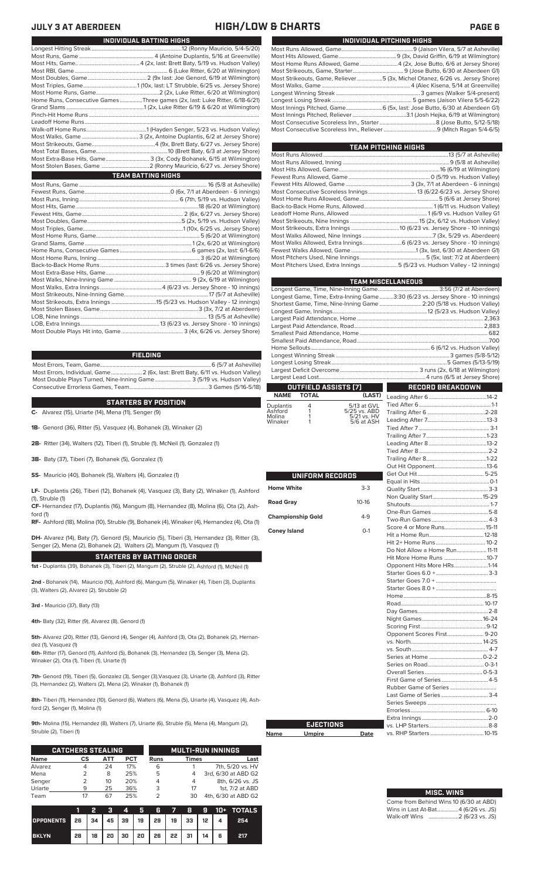# JULY 3 AT ABERDEEN — HIGH/LOW & CHARTS

## INDIVIDUAL BATTING HIGHS

| | |
|---|---|
| Longest Hitting Streak | 12 (Ronny Mauricio, 5/4-5/20) |
| Most Runs, Game | 4 (Antoine Duplantis, 5/16 at Greenville) |
| Most Hits, Game | 4 (2x, last: Brett Baty, 5/19 vs. Hudson Valley) |
| Most RBI, Game | 6 (Luke Ritter, 6/20 at Wilmington) |
| Most Doubles, Game | 2 (9x last: Joe Genord, 6/19 at Wilmington) |
| Most Triples, Game | 1 (10x, last: LT Strubble, 6/25 vs. Jersey Shore) |
| Most Home Runs, Game | 2 (2x, Luke Ritter, 6/20 at Wilmington) |
| Home Runs, Consecutive Games | Three games (2x, last: Luke Ritter, 6/18-6/21) |
| Grand Slams | 1 (2x, Luke Ritter 6/19 & 6/20 at Wilmington) |
| Pinch-Hit Home Runs | |
| Leadoff Home Runs | |
| Walk-off Home Runs | 1 (Hayden Senger, 5/23 vs. Hudson Valley) |
| Most Walks, Game | 3 (2x, Antoine Duplantis, 6/2 at Jersey Shore) |
| Most Strikeouts, Game | 4 (9x, Brett Baty, 6/27 vs. Jersey Shore) |
| Most Total Bases, Game | 8 (Brett Baty, 6/3 at Jersey Shore) |
| Most Extra-Base Hits, Game | 3 (3x, Cody Bohanek, 6/15 at Wilmington) |
| Most Stolen Bases, Game | 2 (Ronny Mauricio, 6/27 vs. Jersey Shore) |

## TEAM BATTING HIGHS

| | |
|---|---|
| Most Runs, Game | 16 (5/8 at Asheville) |
| Fewest Runs, Game | 0 (6x, 7/1 at Aberdeen - 6 innings) |
| Most Runs, Inning | 6 (7th, 5/19 vs. Hudson Valley) |
| Most Hits, Game | 18 (6/20 at Wilmington) |
| Fewest Hits, Game | 2 (6x, 6/27 vs. Jersey Shore) |
| Most Doubles, Game | 5 (2x, 5/19 vs. Hudson Valley) |
| Most Triples, Game | 1 (10x, 6/25 vs. Jersey Shore) |
| Most Home Runs, Game | 5 (6/20 at Wilmington) |
| Grand Slams, Game | 1 (2x, 6/20 at Wilmington) |
| Home Runs, Consecutive Games | 6 games (2x, last: 6/1-6/6) |
| Most Home Runs, Inning | 3 (6/20 at Wilmington) |
| Back-to-Back Home Runs | 3 times (last: 6/26 vs. Jersey Shore) |
| Most Extra-Base Hits, Game | 9 (6/20 at Wilmington) |
| Most Walks, Nine-Inning Game | 9 (2x, 6/19 at Wilmington) |
| Most Walks, Extra Innings | 4 (6/23 vs. Jersey Shore - 10 innings) |
| Most Strikeouts, Nine-Inning Game | 17 (5/7 at Asheville) |
| Most Strikeouts, Extra Innings | 15 (5/23 vs. Hudson Valley - 12 innings) |
| Most Stolen Bases, Game | 3 (3x, 7/2 at Aberdeen) |
| LOB, Nine Innings | 13 (5/5 at Asheville) |
| LOB, Extra Innings | 13 (6/23 vs. Jersey Shore - 10 innings) |
| Most Double Plays Hit into, Game | 3 (4x, 6/26 vs. Jersey Shore) |

## FIELDING

| | |
|---|---|
| Most Errors, Team, Game | 6 (5/7 at Asheville) |
| Most Errors, Individual, Game | 2 (6x, last: Brett Baty, 6/11 vs. Hudson Valley) |
| Most Double Plays Turned, Nine-Inning Game | 3 (5/19 vs. Hudson Valley) |
| Consecutive Errorless Games, Team | 3 Games (5/16-5/18) |

## STARTERS BY POSITION

**C-** Alvarez (15), Uriarte (14), Mena (11), Senger (9)

**1B-** Genord (36), Ritter (5), Vasquez (4), Bohanek (3), Winaker (2)

**2B-** Ritter (34), Walters (12), Tiberi (1), Struble (1), McNeil (1), Gonzalez (1)

**3B-** Baty (37), Tiberi (7), Bohanek (5), Gonzalez (1)

**SS-** Mauricio (40), Bohanek (5), Walters (4), Gonzalez (1)

**LF-** Duplantis (26), Tiberi (12), Bohanek (4), Vasquez (3), Baty (2), Winaker (1), Ashford (1), Struble (1)

**CF-** Hernandez (17), Duplantis (16), Mangum (8), Hernandez (8), Molina (6), Ota (2), Ashford (1)

**RF-** Ashford (18), Molina (10), Struble (9), Bohanek (4), Winaker (4), Hernandez (4), Ota (1)

**DH-** Alvarez (14), Baty (7), Genord (5), Mauricio (5), Tiberi (3), Hernandez (3), Ritter (3), Senger (2), Mena (2), Bohanek (2), Walters (2), Mangum (1), Vasquez (1)

## STARTERS BY BATTING ORDER

**1st -** Duplantis (39), Bohanek (3), Tiberi (2), Mangum (2), Struble (2), Ashford (1), McNeil (1)

**2nd -** Bohanek (14), Mauricio (10), Ashford (6), Mangum (5), Winaker (4), Tiberi (3), Duplantis (3), Walters (2), Alvarez (2), Struble (2)

**3rd -** Mauricio (37), Baty (13)

**4th-** Baty (32), Ritter (9), Alvarez (8), Genord (1)

**5th-** Alvarez (20), Ritter (13), Genord (4), Senger (4), Ashford (3), Ota (2), Bohanek (2), Hernandez (1), Vasquez (1)

**6th-** Ritter (17), Genord (11), Ashford (5), Bohanek (3), Hernandez (3), Senger (3), Mena (2), Winaker (2), Ota (1), Tiberi (1), Uriarte (1)

**7th-** Genord (19), Tiberi (5), Gonzalez (3), Senger (3),Vasquez (3), Uriarte (3), Ashford (3), Ritter (3), Hernandez (2), Walters (2), Mena (2), Winaker (1), Bohanek (1)

**8th-** Tiberi (11), Hernandez (10), Genord (6), Walters (6), Mena (5), Uriarte (4), Vasquez (4), Ashford (2), Senger (1), Molina (1)

**9th-** Molina (15), Hernandez (8), Walters (7), Uriarte (6), Struble (5), Mena (4), Mangum (2), Struble (2), Tiberi (1)

## CATCHERS STEALING

| Name | CS | ATT | PCT |
|---|---|---|---|
| Alvarez | 4 | 24 | 17% |
| Mena | 2 | 8 | 25% |
| Senger | 2 | 10 | 20% |
| Uriarte | 9 | 25 | 36% |
| Team | 17 | 67 | 25% |

## MULTI-RUN INNINGS

| Runs | Times | Last |
|---|---|---|
| 6 | 1 | 7th, 5/20 vs. HV |
| 5 | 4 | 3rd, 6/30 at ABD G2 |
| 4 | 4 | 8th, 6/26 vs. JS |
| 3 | 17 | 1st, 7/2 at ABD |
| 2 | 30 | 4th, 6/30 at ABD G2 |

| | 1 | 2 | 3 | 4 | 5 | 6 | 7 | 8 | 9 | 10+ | TOTALS |
|---|---|---|---|---|---|---|---|---|---|---|---|
| OPPONENTS | 26 | 34 | 45 | 39 | 19 | 29 | 19 | 33 | 12 | 4 | 254 |
| BKLYN | 28 | 18 | 20 | 30 | 20 | 26 | 22 | 31 | 14 | 6 | 217 |

## INDIVIDUAL PITCHING HIGHS

| | |
|---|---|
| Most Runs Allowed, Game | 9 (Jaison Vilera, 5/7 at Asheville) |
| Most Hits Allowed, Game | 9 (3x, David Griffin, 6/19 at Wilmington) |
| Most Home Runs Allowed, Game | 4 (2x, Jose Butto, 6/6 at Jersey Shore) |
| Most Strikeouts, Game, Starter | 9 (Jose Butto, 6/30 at Aberdeen G1) |
| Most Strikeouts, Game, Reliever | 5 (3x, Michel Otanez, 6/26 vs. Jersey Shore) |
| Most Walks, Game | 4 (Alec Kisena, 5/14 at Greenville) |
| Longest Winning Streak | 3 games (Walker 5/4-present) |
| Longest Losing Streak | 5 games (Jaison Vilera 5/5-6/22) |
| Most Innings Pitched, Game | 6 (5x, last: Jose Butto, 6/30 at Aberdeen G1) |
| Most Innings Pitched, Reliever | 3.1 (Josh Hejka, 6/19 at Wilmington) |
| Most Consecutive Scoreless Inn., Starter | 8 (Jose Butto, 5/12-5/18) |
| Most Consecutive Scoreless Inn., Reliever | 9 (Mitch Ragan 5/4-6/5) |

## TEAM PITCHING HIGHS

| | |
|---|---|
| Most Runs Allowed | 13 (5/7 at Asheville) |
| Most Runs Allowed, Inning | 9 (5/8 at Asheville) |
| Most Hits Allowed, Game | 16 (6/19 at Wilmington) |
| Fewest Runs Allowed, Game | 0 (5/19 vs. Hudson Valley) |
| Fewest Hits Allowed, Game | 3 (3x, 7/1 at Aberdeen - 6 innings) |
| Most Consecutive Scoreless Innings | 13 (6/22-6/23 vs. Jersey Shore) |
| Most Home Runs Allowed, Game | 5 (6/6 at Jersey Shore) |
| Back-to-Back Home Runs, Allowed | 1 (6/11 vs. Hudson Valley) |
| Leadoff Home Runs, Allowed | 1 (6/9 vs. Hudson Valley G1 |
| Most Strikeouts, Nine Innings | 15 (2x, 6/12 vs. Hudson Valley) |
| Most Strikeouts, Extra Innings | 10 (6/23 vs. Jersey Shore - 10 innings) |
| Most Walks Allowed, Nine Innings | 7 (3x, 5/29 vs. Aberdeen) |
| Most Walks Allowed, Extra Innings | 6 (6/23 vs. Jersey Shore - 10 innings) |
| Fewest Walks Allowed, Game | 1 (3x, last, 6/30 at Aberdeen G1) |
| Most Pitchers Used, Nine Innings | 5 (5x, last: 7/2 at Aberdeen) |
| Most Pitchers Used, Extra Innings | 5 (5/23 vs. Hudson Valley - 12 innings) |

## TEAM MISCELLANEOUS

| | |
|---|---|
| Longest Game, Time, Nine-Inning Game | 3:56 (7/2 at Aberdeen) |
| Longest Game, Time, Extra-Inning Game | 3:30 (6/23 vs. Jersey Shore - 10 innings) |
| Shortest Game, Time, Nine-Inning Game | 2:20 (5/18 vs. Hudson Valley) |
| Longest Game, Innings | 12 (5/23 vs. Hudson Valley) |
| Largest Paid Attendance, Home | 2,363 |
| Largest Paid Attendance, Road | 2,883 |
| Smallest Paid Attendance, Home | 682 |
| Smallest Paid Attendance, Road | 700 |
| Home Sellouts | 6 (6/12 vs. Hudson Valley) |
| Longest Winning Streak | 3 games (5/8-5/12) |
| Longest Losing Streak | 5 Games (5/13-5/19) |
| Largest Deficit Overcome | 3 runs (2x, 6/18 at Wilmington) |
| Largest Lead Lost | 4 runs (6/5 at Jersey Shore) |

## OUTFIELD ASSISTS (7)

| NAME | TOTAL | (LAST) |
|---|---|---|
| Duplantis | 4 | 5/13 at GVL |
| Ashford | 1 | 5/25 vs. ABD |
| Molina | 1 | 5/21 vs. HV |
| Winaker | 1 | 5/6 at ASH |

## UNIFORM RECORDS

| | |
|---|---|
| Home White | 3-3 |
| Road Gray | 10-16 |
| Championship Gold | 4-9 |
| Coney Island | 0-1 |

## EJECTIONS

| Name | Umpire | Date |
|---|---|---|

## RECORD BREAKDOWN

| | |
|---|---|
| Leading After 6 | 14-2 |
| Tied After 6 | 1-1 |
| Trailing After 6 | 2-28 |
| Leading After 7 | 13-3 |
| Tied After 7 | 3-1 |
| Trailing After 7 | 1-23 |
| Leading After 8 | 13-2 |
| Tied After 8 | 2-2 |
| Trailing After 8 | 1-22 |
| Out Hit Opponent | 13-6 |
| Get Out Hit | 5-25 |
| Equal in Hits | 0-1 |
| Quality Start | 3-3 |
| Non Quality Start | 15-29 |
| Shutouts | 1-7 |
| One-Run Games | 5-8 |
| Two-Run Games | 4-3 |
| Score 4 or More Runs | 15-11 |
| Hit a Home Run | 12-18 |
| Hit 2+ Home Runs | 10-2 |
| Do Not Allow a Home Run | 11-11 |
| Hit More Home Runs | 10-7 |
| Opponent Hits More HRs | 1-14 |
| Starter Goes 6.0 + | 3-3 |
| Starter Goes 7.0 + | |
| Starter Goes 8.0 + | |
| Home | 8-15 |
| Road | 10-17 |
| Day Games | 2-8 |
| Night Games | 16-24 |
| Scoring First | 9-12 |
| Opponent Scores First | 9-20 |
| vs. North | 14-25 |
| vs. South | 4-7 |
| Series at Home | 0-2-2 |
| Series on Road | 0-3-1 |
| Overall Series | 0-5-3 |
| First Game of Series | 4-5 |
| Rubber Game of Series | |
| Last Game of Series | 3-4 |
| Series Sweeps | |
| Errorless | 6-10 |
| Extra Innings | 2-0 |
| vs. LHP Starters | 8-8 |
| vs. RHP Starters | 10-15 |

## MISC. WINS

| | |
|---|---|
| Come from Behind Wins | 10 (6/30 at ABD) |
| Wins in Last At-Bat | 4 (6/26 vs. JS) |
| Walk-off Wins | 2 (6/23 vs. JS) |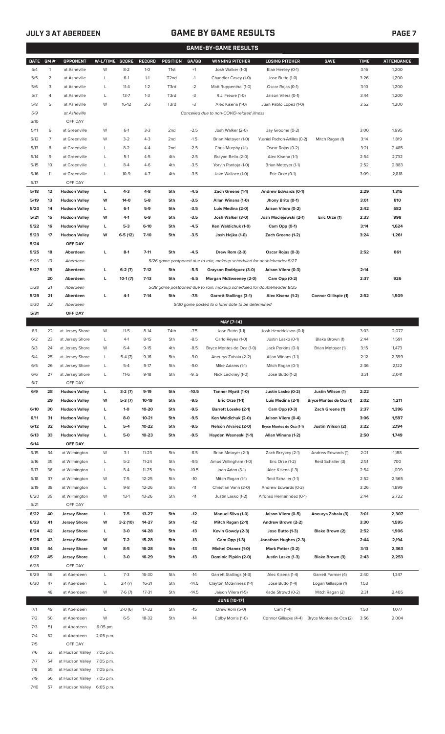## JULY 3 AT ABERDEEN

# GAME BY GAME RESULTS

### GAME-BY-GAME RESULTS

| DATE | GM # | OPPONENT | W-L/TIME | SCORE | RECORD | POSITION | GA/GB | WINNING PITCHER | LOSING PITCHER | SAVE | TIME | ATTENDANCE |
|---|---|---|---|---|---|---|---|---|---|---|---|---|
| 5/4 | 1 | at Asheville | W | 8-2 | 1-0 | T1st | +1 | Josh Walker (1-0) | Blair Henley (0-1) | | 3:16 | 1,200 |
| 5/5 | 2 | at Asheville | L | 6-1 | 1-1 | T2nd | -1 | Chandler Casey (1-0) | Jose Butto (1-0) | | 3:26 | 1,200 |
| 5/6 | 3 | at Asheville | L | 11-4 | 1-2 | T3rd | -2 | Matt Ruppenthal (1-0) | Oscar Rojas (0-1) | | 3:10 | 1,200 |
| 5/7 | 4 | at Asheville | L | 13-7 | 1-3 | T3rd | -3 | R.J. Freure (1-0) | Jaison Vilera (0-1) | | 3:44 | 1,200 |
| 5/8 | 5 | at Asheville | W | 16-12 | 2-3 | T3rd | -3 | Alec Kisena (1-0) | Juan Pablo Lopez (1-0) | | 3:52 | 1,200 |
| 5/9 | | at Asheville | | | | | | *Cancelled due to non-COVID-related illness* | | | | |
| 5/10 | | OFF DAY | | | | | | | | | | |
| 5/11 | 6 | at Greenville | W | 6-1 | 3-3 | 2nd | -2.5 | Josh Walker (2-0) | Jay Groome (0-2) | | 3:00 | 1,995 |
| 5/12 | 7 | at Greenville | W | 3-2 | 4-3 | 2nd | -1.5 | Brian Metoyer (1-0) | Yusniel Padron-Artilles (0-2) | Mitch Ragan (1) | 3:14 | 1,819 |
| 5/13 | 8 | at Greenville | L | 8-2 | 4-4 | 2nd | -2.5 | Chris Murphy (1-1) | Oscar Rojas (0-2) | | 3:21 | 2,485 |
| 5/14 | 9 | at Greenville | L | 5-1 | 4-5 | 4th | -2.5 | Brayan Bello (2-0) | Alec Kisena (1-1) | | 2:54 | 2,732 |
| 5/15 | 10 | at Greenville | L | 8-4 | 4-6 | 4th | -3.5 | Yorvin Pantoja (1-0) | Brian Metoyer (1-1) | | 2:52 | 2,883 |
| 5/16 | 11 | at Greenville | L | 10-9 | 4-7 | 4th | -3.5 | Jake Wallace (1-0) | Eric Orze (0-1) | | 3:09 | 2,818 |
| 5/17 | | OFF DAY | | | | | | | | | | |
| **5/18** | **12** | **Hudson Valley** | **L** | **4-3** | **4-8** | **5th** | **-4.5** | **Zach Greene (1-1)** | **Andrew Edwards (0-1)** | | **2:29** | **1,315** |
| **5/19** | **13** | **Hudson Valley** | **W** | **14-0** | **5-8** | **5th** | **-3.5** | **Allan Winans (1-0)** | **Jhony Brito (0-1)** | | **3:01** | **810** |
| **5/20** | **14** | **Hudson Valley** | **L** | **6-1** | **5-9** | **5th** | **-3.5** | **Luis Medina (2-0)** | **Jaison Vilera (0-2)** | | **2:42** | **682** |
| **5/21** | **15** | **Hudson Valley** | **W** | **4-1** | **6-9** | **5th** | **-3.5** | **Josh Walker (3-0)** | **Josh Maciejewski (2-1)** | **Eric Orze (1)** | **2:33** | **998** |
| **5/22** | **16** | **Hudson Valley** | **L** | **5-3** | **6-10** | **5th** | **-4.5** | **Ken Waldichuk (1-0)** | **Cam Opp (0-1)** | | **3:14** | **1,624** |
| **5/23** | **17** | **Hudson Valley** | **W** | **6-5 (12)** | **7-10** | **5th** | **-3.5** | **Josh Hejka (1-0)** | **Zach Greene (1-2)** | | **3:24** | **1,261** |
| **5/24** | | **OFF DAY** | | | | | | | | | | |
| **5/25** | **18** | **Aberdeen** | **L** | **8-1** | **7-11** | **5th** | **-4.5** | **Drew Rom (2-0)** | **Oscar Rojas (0-3)** | | **2:52** | **861** |
| *5/26* | *19* | *Aberdeen* | | | | | | *5/26 game postponed due to rain, makeup scheduled for doubleheader 5/27* | | | | |
| **5/27** | **19** | **Aberdeen** | **L** | **6-2 (7)** | **7-12** | **5th** | **-5.5** | **Grayson Rodriguez (3-0)** | **Jaison Vilera (0-3)** | | **2:14** | |
| | **20** | **Aberdeen** | **L** | **10-1 (7)** | **7-13** | **5th** | **-6.5** | **Morgan McSweeney (2-0)** | **Cam Opp (0-2)** | | **2:37** | **926** |
| *5/28* | *21* | *Aberdeen* | | | | | | *5/28 game postponed due to rain, makeup scheduled for doubleheader 8/25* | | | | |
| **5/29** | **21** | **Aberdeen** | **L** | **4-1** | **7-14** | **5th** | **-7.5** | **Garrett Stallings (3-1)** | **Alec Kisena (1-2)** | **Connor Gillispie (1)** | **2:52** | **1,509** |
| *5/30* | *22* | *Aberdeen* | | | | | | *5/30 game posted to a later date to be determined* | | | | |
| **5/31** | | **OFF DAY** | | | | | | | | | | |
| | | | | | | | | **MAY [7-14]** | | | | |
| 6/1 | 22 | at Jersey Shore | W | 11-5 | 8-14 | T4th | -7.5 | Jose Butto (1-1) | Josh Hendrickson (0-1) | | 3:03 | 2,077 |
| 6/2 | 23 | at Jersey Shore | L | 4-1 | 8-15 | 5th | -8.5 | Carlo Reyes (1-0) | Justin Lasko (0-1) | Blake Brown (1) | 2:44 | 1,591 |
| 6/3 | 24 | at Jersey Shore | W | 6-4 | 9-15 | 4th | -8.5 | Bryce Montes de Oca (1-0) | Jack Perkins (0-1) | Brian Metoyer (1) | 3:15 | 1,473 |
| 6/4 | 25 | at Jersey Shore | L | 5-4 (7) | 9-16 | 5th | -9.0 | Aneurys Zabala (2-2) | Allan Winans (1-1) | | 2:12 | 2,399 |
| 6/5 | 26 | at Jersey Shore | L | 5-4 | 9-17 | 5th | -9.0 | Mike Adams (1-1) | Mitch Ragan (0-1) | | 2:36 | 2,122 |
| 6/6 | 27 | at Jersey Shore | L | 11-6 | 9-18 | 5th | -9..5 | Nick Lackney (1-0) | Jose Butto (1-2) | | 3:31 | 2,041 |
| 6/7 | | OFF DAY | | | | | | | | | | |
| **6/9** | **28** | **Hudson Valley** | **L** | **3-2 (7)** | **9-19** | **5th** | **-10.5** | **Tanner Myatt (1-0)** | **Justin Lasko (0-2)** | **Justin Wilson (1)** | **2:22** | |
| | **29** | **Hudson Valley** | **W** | **5-3 (7)** | **10-19** | **5th** | **-9.5** | **Eric Orze (1-1)** | **Luis Medina (2-1)** | **Bryce Montes de Oca (1)** | **2:02** | **1,211** |
| **6/10** | **30** | **Hudson Valley** | **L** | **1-0** | **10-20** | **5th** | **-9.5** | **Barrett Loseke (2-1)** | **Cam Opp (0-3)** | **Zach Greene (1)** | **2:37** | **1,396** |
| **6/11** | **31** | **Hudson Valley** | **L** | **8-0** | **10-21** | **5th** | **-9.5** | **Ken Waldichuk (2-0)** | **Jaison Vilera (0-4)** | | **3:06** | **1,597** |
| **6/12** | **32** | **Hudson Valley** | **L** | **5-4** | **10-22** | **5th** | **-9.5** | **Nelson Alvarez (2-0)** | **Bryce Montes de Oca (1-1)** | **Justin Wilson (2)** | **3:22** | **2,194** |
| **6/13** | **33** | **Hudson Valley** | **L** | **5-0** | **10-23** | **5th** | **-9.5** | **Hayden Wesneski (1-1)** | **Allan Winans (1-2)** | | **2:50** | **1,749** |
| **6/14** | | **OFF DAY** | | | | | | | | | | |
| 6/15 | 34 | at Wilmington | W | 3-1 | 11-23 | 5th | -8.5 | Brian Metoyer (2-1) | Zach Brzykcy (2-1) | Andrew Edwards (1) | 2:21 | 1,188 |
| 6/16 | 35 | at Wilmington | L | 5-2 | 11-24 | 5th | -9.5 | Amos Willingham (1-0) | Eric Orze (1-2) | Reid Schaller (3) | 2:51 | 700 |
| 6/17 | 36 | at Wilmington | L | 8-4 | 11-25 | 5th | -10.5 | Joan Adon (3-1) | Alec Kisena (1-3) | | 2:54 | 1,009 |
| 6/18 | 37 | at Wilmington | W | 7-5 | 12-25 | 5th | -10 | Mitch Ragan (1-1) | Reid Schaller (1-1) | | 2:52 | 2,565 |
| 6/19 | 38 | at Wilmington | L | 9-8 | 12-26 | 5th | -11 | Christian Vann (2-0) | Andrew Edwards (0-2) | | 3:26 | 1,899 |
| 6/20 | 39 | at Wilmington | W | 13-1 | 13-26 | 5th | -11 | Justin Lasko (1-2) | Alfonso Hernanndez (0-1) | | 2:44 | 2,722 |
| 6/21 | | OFF DAY | | | | | | | | | | |
| **6/22** | **40** | **Jersey Shore** | **L** | **7-5** | **13-27** | **5th** | **-12** | **Manuel Silva (1-0)** | **Jaison Vilera (0-5)** | **Aneurys Zabala (3)** | **3:01** | **2,307** |
| **6/23** | **41** | **Jersey Shore** | **W** | **3-2 (10)** | **14-27** | **5th** | **-12** | **Mitch Ragan (2-1)** | **Andrew Brown (2-2)** | | **3:30** | **1,595** |
| **6/24** | **42** | **Jersey Shore** | **L** | **3-0** | **14-28** | **5th** | **-13** | **Kevin Gowdy (2-3)** | **Jose Butto (1-3)** | **Blake Brown (2)** | **2:52** | **1,906** |
| **6/25** | **43** | **Jersey Shore** | **W** | **7-2** | **15-28** | **5th** | **-13** | **Cam Opp (1-3)** | **Jonathan Hughes (2-3)** | | **2:44** | **2,194** |
| **6/26** | **44** | **Jersey Shore** | **W** | **8-5** | **16-28** | **5th** | **-13** | **Michel Otanez (1-0)** | **Mark Potter (0-2)** | | **3:13** | **2,363** |
| **6/27** | **45** | **Jersey Shore** | **L** | **3-0** | **16-29** | **5th** | **-13** | **Dominic Pipkin (2-0)** | **Justin Lasko (1-3)** | **Blake Brown (3)** | **2:43** | **2,253** |
| 6/28 | | OFF DAY | | | | | | | | | | |
| 6/29 | 46 | at Aberdeen | L | 7-3 | 16-30 | 5th | -14 | Garrett Stallings (4-3) | Alec Kisena (1-4) | Garrett Farmer (4) | 2:40 | 1,347 |
| 6/30 | 47 | at Aberdeen | L | 2-1 (7) | 16-31 | 5th | -14.5 | Clayton McGinness (1-1) | Jose Butto (1-4) | Logan Gillaspie (1) | 1:53 | |
| | 48 | at Aberdeen | W | 7-6 (7) | 17-31 | 5th | -14.5 | Jaison Vilera (1-5) | Kade Strowd (0-2) | Mitch Ragan (2) | 2:31 | 2,405 |
| | | | | | | | | **JUNE [10-17]** | | | | |
| 7/1 | 49 | at Aberdeen | L | 2-0 (6) | 17-32 | 5th | -15 | Drew Rom (5-0) | Cam (1-4) | | 1:50 | 1,077 |
| 7/2 | 50 | at Aberdeen | W | 6-5 | 18-32 | 5th | -14 | Colby Morris (1-0) | Connor Gillispie (4-4) | Bryce Montes de Oca (2) | 3:56 | 2,004 |
| 7/3 | 51 | at Aberdeen | 6:05 pm. | | | | | | | | | |
| 7/4 | 52 | at Aberdeen | 2:05 p.m. | | | | | | | | | |
| 7/5 | | OFF DAY | | | | | | | | | | |
| 7/6 | 53 | at Hudson Valley | 7:05 p.m. | | | | | | | | | |
| 7/7 | 54 | at Hudson Valley | 7:05 p.m. | | | | | | | | | |
| 7/8 | 55 | at Hudson Valley | 7:05 p.m. | | | | | | | | | |
| 7/9 | 56 | at Hudson Valley | 7:05 p.m. | | | | | | | | | |
| 7/10 | 57 | at Hudson Valley | 6:05 p.m. | | | | | | | | | |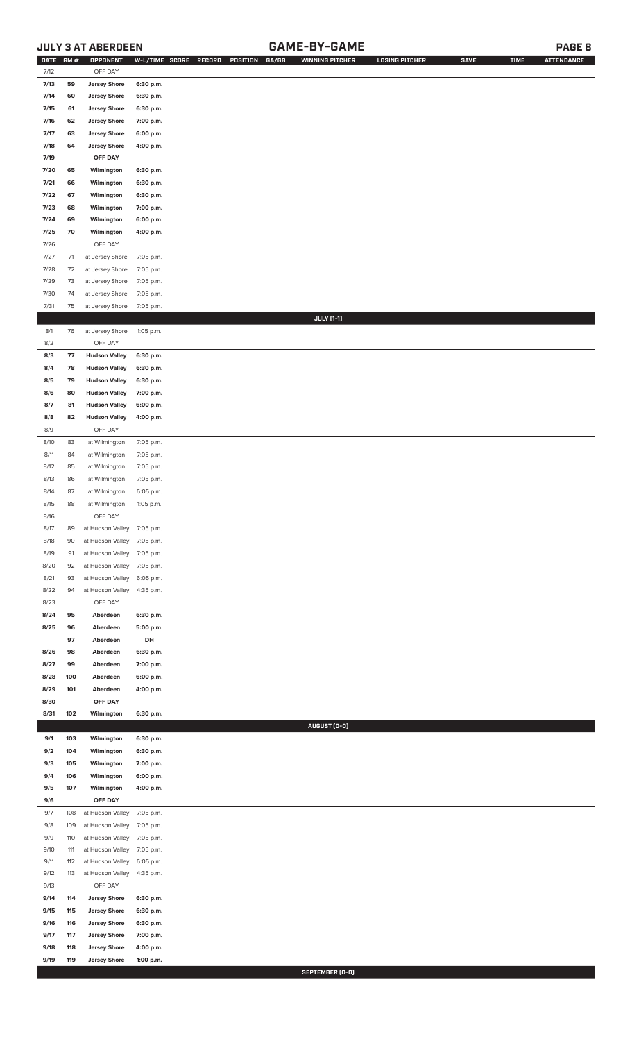## JULY 3 AT ABERDEEN — GAME-BY-GAME

| DATE | GM # | OPPONENT | W-L/TIME | SCORE | RECORD | POSITION | GA/GB | WINNING PITCHER | LOSING PITCHER | SAVE | TIME | ATTENDANCE |
|---|---|---|---|---|---|---|---|---|---|---|---|---|
| 7/12 | | OFF DAY | | | | | | | | | | |
| 7/13 | 59 | Jersey Shore | 6:30 p.m. | | | | | | | | | |
| 7/14 | 60 | Jersey Shore | 6:30 p.m. | | | | | | | | | |
| 7/15 | 61 | Jersey Shore | 6:30 p.m. | | | | | | | | | |
| 7/16 | 62 | Jersey Shore | 7:00 p.m. | | | | | | | | | |
| 7/17 | 63 | Jersey Shore | 6:00 p.m. | | | | | | | | | |
| 7/18 | 64 | Jersey Shore | 4:00 p.m. | | | | | | | | | |
| 7/19 | | OFF DAY | | | | | | | | | | |
| 7/20 | 65 | Wilmington | 6:30 p.m. | | | | | | | | | |
| 7/21 | 66 | Wilmington | 6:30 p.m. | | | | | | | | | |
| 7/22 | 67 | Wilmington | 6:30 p.m. | | | | | | | | | |
| 7/23 | 68 | Wilmington | 7:00 p.m. | | | | | | | | | |
| 7/24 | 69 | Wilmington | 6:00 p.m. | | | | | | | | | |
| 7/25 | 70 | Wilmington | 4:00 p.m. | | | | | | | | | |
| 7/26 | | OFF DAY | | | | | | | | | | |
| 7/27 | 71 | at Jersey Shore | 7:05 p.m. | | | | | | | | | |
| 7/28 | 72 | at Jersey Shore | 7:05 p.m. | | | | | | | | | |
| 7/29 | 73 | at Jersey Shore | 7:05 p.m. | | | | | | | | | |
| 7/30 | 74 | at Jersey Shore | 7:05 p.m. | | | | | | | | | |
| 7/31 | 75 | at Jersey Shore | 7:05 p.m. | | | | | | | | | |
| | | | | | | | | JULY (1-1) | | | | |
| 8/1 | 76 | at Jersey Shore | 1:05 p.m. | | | | | | | | | |
| 8/2 | | OFF DAY | | | | | | | | | | |
| 8/3 | 77 | Hudson Valley | 6:30 p.m. | | | | | | | | | |
| 8/4 | 78 | Hudson Valley | 6:30 p.m. | | | | | | | | | |
| 8/5 | 79 | Hudson Valley | 6:30 p.m. | | | | | | | | | |
| 8/6 | 80 | Hudson Valley | 7:00 p.m. | | | | | | | | | |
| 8/7 | 81 | Hudson Valley | 6:00 p.m. | | | | | | | | | |
| 8/8 | 82 | Hudson Valley | 4:00 p.m. | | | | | | | | | |
| 8/9 | | OFF DAY | | | | | | | | | | |
| 8/10 | 83 | at Wilmington | 7:05 p.m. | | | | | | | | | |
| 8/11 | 84 | at Wilmington | 7:05 p.m. | | | | | | | | | |
| 8/12 | 85 | at Wilmington | 7:05 p.m. | | | | | | | | | |
| 8/13 | 86 | at Wilmington | 7:05 p.m. | | | | | | | | | |
| 8/14 | 87 | at Wilmington | 6:05 p.m. | | | | | | | | | |
| 8/15 | 88 | at Wilmington | 1:05 p.m. | | | | | | | | | |
| 8/16 | | OFF DAY | | | | | | | | | | |
| 8/17 | 89 | at Hudson Valley | 7:05 p.m. | | | | | | | | | |
| 8/18 | 90 | at Hudson Valley | 7:05 p.m. | | | | | | | | | |
| 8/19 | 91 | at Hudson Valley | 7:05 p.m. | | | | | | | | | |
| 8/20 | 92 | at Hudson Valley | 7:05 p.m. | | | | | | | | | |
| 8/21 | 93 | at Hudson Valley | 6:05 p.m. | | | | | | | | | |
| 8/22 | 94 | at Hudson Valley | 4:35 p.m. | | | | | | | | | |
| 8/23 | | OFF DAY | | | | | | | | | | |
| 8/24 | 95 | Aberdeen | 6:30 p.m. | | | | | | | | | |
| 8/25 | 96 | Aberdeen | 5:00 p.m. | | | | | | | | | |
| | 97 | Aberdeen | DH | | | | | | | | | |
| 8/26 | 98 | Aberdeen | 6:30 p.m. | | | | | | | | | |
| 8/27 | 99 | Aberdeen | 7:00 p.m. | | | | | | | | | |
| 8/28 | 100 | Aberdeen | 6:00 p.m. | | | | | | | | | |
| 8/29 | 101 | Aberdeen | 4:00 p.m. | | | | | | | | | |
| 8/30 | | OFF DAY | | | | | | | | | | |
| 8/31 | 102 | Wilmington | 6:30 p.m. | | | | | | | | | |
| | | | | | | | | AUGUST (0-0) | | | | |
| 9/1 | 103 | Wilmington | 6:30 p.m. | | | | | | | | | |
| 9/2 | 104 | Wilmington | 6:30 p.m. | | | | | | | | | |
| 9/3 | 105 | Wilmington | 7:00 p.m. | | | | | | | | | |
| 9/4 | 106 | Wilmington | 6:00 p.m. | | | | | | | | | |
| 9/5 | 107 | Wilmington | 4:00 p.m. | | | | | | | | | |
| 9/6 | | OFF DAY | | | | | | | | | | |
| 9/7 | 108 | at Hudson Valley | 7:05 p.m. | | | | | | | | | |
| 9/8 | 109 | at Hudson Valley | 7:05 p.m. | | | | | | | | | |
| 9/9 | 110 | at Hudson Valley | 7:05 p.m. | | | | | | | | | |
| 9/10 | 111 | at Hudson Valley | 7:05 p.m. | | | | | | | | | |
| 9/11 | 112 | at Hudson Valley | 6:05 p.m. | | | | | | | | | |
| 9/12 | 113 | at Hudson Valley | 4:35 p.m. | | | | | | | | | |
| 9/13 | | OFF DAY | | | | | | | | | | |
| 9/14 | 114 | Jersey Shore | 6:30 p.m. | | | | | | | | | |
| 9/15 | 115 | Jersey Shore | 6:30 p.m. | | | | | | | | | |
| 9/16 | 116 | Jersey Shore | 6:30 p.m. | | | | | | | | | |
| 9/17 | 117 | Jersey Shore | 7:00 p.m. | | | | | | | | | |
| 9/18 | 118 | Jersey Shore | 4:00 p.m. | | | | | | | | | |
| 9/19 | 119 | Jersey Shore | 1:00 p.m. | | | | | | | | | |
| | | | | | | | | SEPTEMBER (0-0) | | | | |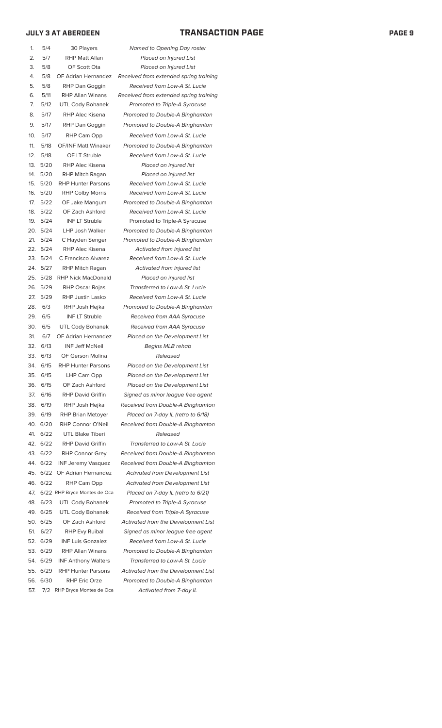## TRANSACTION PAGE

| | | | |
|---|---|---|---|
| 1. | 5/4 | 30 Players | *Named to Opening Day roster* |
| 2. | 5/7 | RHP Matt Allan | *Placed on Injured List* |
| 3. | 5/8 | OF Scott Ota | *Placed on Injured List* |
| 4. | 5/8 | OF Adrian Hernandez | *Received from extended spring training* |
| 5. | 5/8 | RHP Dan Goggin | *Received from Low-A St. Lucie* |
| 6. | 5/11 | RHP Allan Winans | *Received from extended spring training* |
| 7. | 5/12 | UTL Cody Bohanek | *Promoted to Triple-A Syracuse* |
| 8. | 5/17 | RHP Alec Kisena | *Promoted to Double-A Binghamton* |
| 9. | 5/17 | RHP Dan Goggin | *Promoted to Double-A Binghamton* |
| 10. | 5/17 | RHP Cam Opp | *Received from Low-A St. Lucie* |
| 11. | 5/18 | OF/INF Matt Winaker | *Promoted to Double-A Binghamton* |
| 12. | 5/18 | OF LT Struble | *Received from Low-A St. Lucie* |
| 13. | 5/20 | RHP Alec Kisena | *Placed on injured list* |
| 14. | 5/20 | RHP Mitch Ragan | *Placed on injured list* |
| 15. | 5/20 | RHP Hunter Parsons | *Received from Low-A St. Lucie* |
| 16. | 5/20 | RHP Colby Morris | *Received from Low-A St. Lucie* |
| 17. | 5/22 | OF Jake Mangum | *Promoted to Double-A Binghamton* |
| 18. | 5/22 | OF Zach Ashford | *Received from Low-A St. Lucie* |
| 19. | 5/24 | INF LT Struble | Promoted to Triple-A Syracuse |
| 20. | 5/24 | LHP Josh Walker | *Promoted to Double-A Binghamton* |
| 21. | 5/24 | C Hayden Senger | *Promoted to Double-A Binghamton* |
| 22. | 5/24 | RHP Alec Kisena | *Activated from injured list* |
| 23. | 5/24 | C Francisco Alvarez | *Received from Low-A St. Lucie* |
| 24. | 5/27 | RHP Mitch Ragan | *Activated from injured list* |
| 25. | 5/28 | RHP Nick MacDonald | *Placed on injured list* |
| 26. | 5/29 | RHP Oscar Rojas | *Transferred to Low-A St. Lucie* |
| 27. | 5/29 | RHP Justin Lasko | *Received from Low-A St. Lucie* |
| 28. | 6/3 | RHP Josh Hejka | *Promoted to Double-A Binghamton* |
| 29. | 6/5 | INF LT Struble | *Received from AAA Syracuse* |
| 30. | 6/5 | UTL Cody Bohanek | *Received from AAA Syracuse* |
| 31. | 6/7 | OF Adrian Hernandez | *Placed on the Development List* |
| 32. | 6/13 | INF Jeff McNeil | *Begins MLB rehab* |
| 33. | 6/13 | OF Gerson Molina | *Released* |
| 34. | 6/15 | RHP Hunter Parsons | *Placed on the Development List* |
| 35. | 6/15 | LHP Cam Opp | *Placed on the Development List* |
| 36. | 6/15 | OF Zach Ashford | *Placed on the Development List* |
| 37. | 6/16 | RHP David Griffin | *Signed as minor league free agent* |
| 38. | 6/19 | RHP Josh Hejka | *Received from Double-A Binghamton* |
| 39. | 6/19 | RHP Brian Metoyer | *Placed on 7-day IL (retro to 6/18)* |
| 40. | 6/20 | RHP Connor O'Neil | *Received from Double-A Binghamton* |
| 41. | 6/22 | UTL Blake Tiberi | *Released* |
| 42. | 6/22 | RHP David Griffin | *Transferred to Low-A St. Lucie* |
| 43. | 6/22 | RHP Connor Grey | *Received from Double-A Binghamton* |
| 44. | 6/22 | INF Jeremy Vasquez | *Received from Double-A Binghamton* |
| 45. | 6/22 | OF Adrian Hernandez | *Activated from Development List* |
| 46. | 6/22 | RHP Cam Opp | *Activated from Development List* |
| 47. | 6/22 | RHP Bryce Montes de Oca | *Placed on 7-day IL (retro to 6/21)* |
| 48. | 6/23 | UTL Cody Bohanek | *Promoted to Triple-A Syracuse* |
| 49. | 6/25 | UTL Cody Bohanek | *Received from Triple-A Syracuse* |
| 50. | 6/25 | OF Zach Ashford | *Activated from the Development List* |
| 51. | 6/27 | RHP Evy Ruibal | *Signed as minor league free agent* |
| 52. | 6/29 | INF Luis Gonzalez | *Received from Low-A St. Lucie* |
| 53. | 6/29 | RHP Allan Winans | *Promoted to Double-A Binghamton* |
| 54. | 6/29 | INF Anthony Walters | *Transferred to Low-A St. Lucie* |
| 55. | 6/29 | RHP Hunter Parsons | *Activated from the Development List* |
| 56. | 6/30 | RHP Eric Orze | *Promoted to Double-A Binghamton* |
| 57. | 7/2 | RHP Bryce Montes de Oca | *Activated from 7-day IL* |